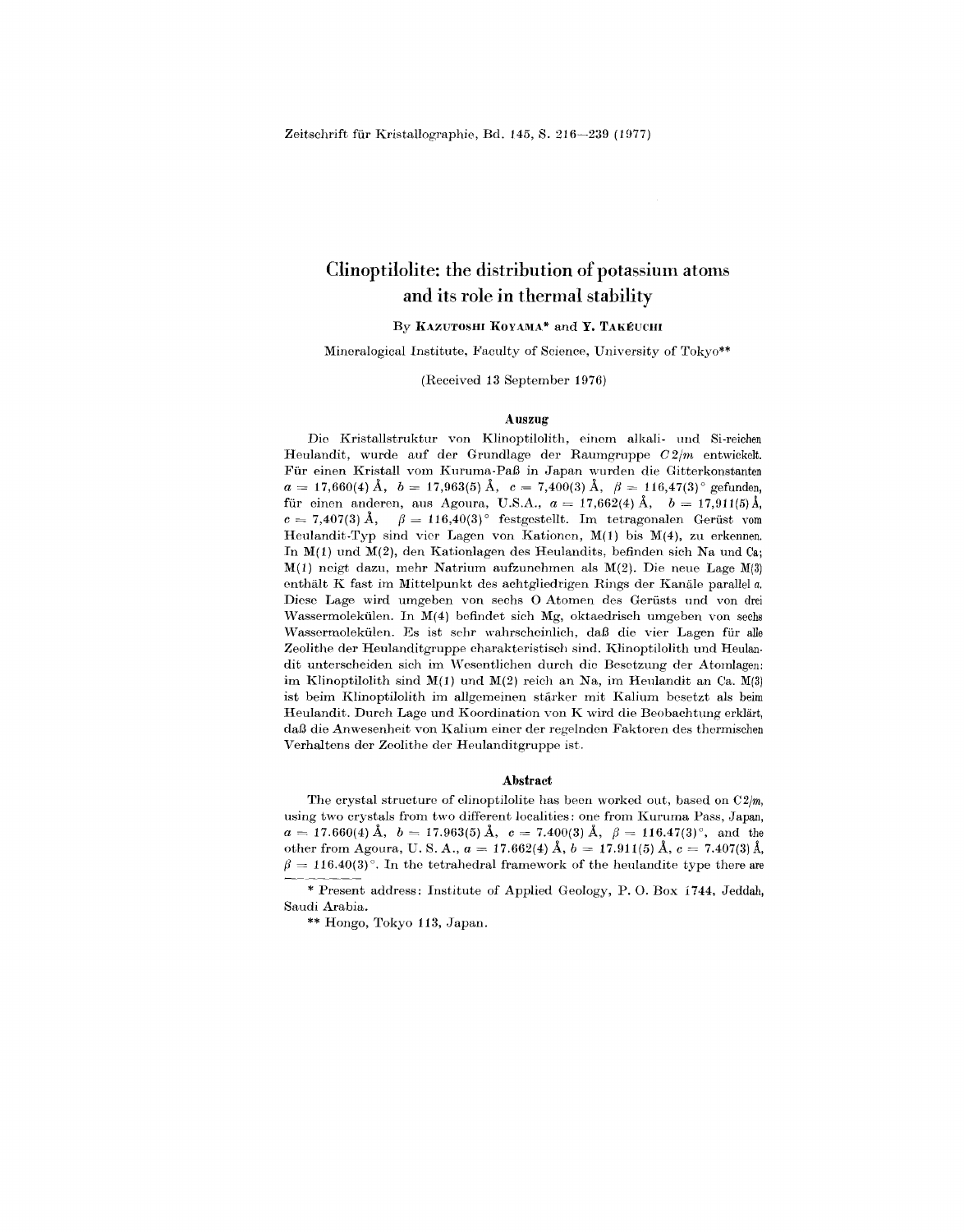Zeitschrift für Kristallographie, Bd. 145, S. 216–239 (1977)

# Clinoptilolite: the distribution of potassium atoms and its role in thermal stability

By **Kazutoshi Koyama**\* and **Y. Takéuchi**

Mineralogical Institute, Faculty of Science, University of Tokyo\*\*

(Received 13 September 1976)

## Auszug

Die Kristallstruktur von Klinoptilolith, einem alkali- und Si-reichen Heulandit, wurde auf der Grundlage der Raumgruppe $C2/m$ entwickelt. Für einen Kristall vom Kuruma-Paß in Japan wurden die Gitterkonstanten $a = 17{,}660(4)$ Å, $b = 17{,}963(5)$ Å, $c = 7{,}400(3)$ Å, $\beta = 116{,}47(3)°$ gefunden, für einen anderen, aus Agoura, U.S.A., $a = 17{,}662(4)$ Å, $b = 17{,}911(5)$ Å, $c = 7{,}407(3)$ Å, $\beta = 116{,}40(3)°$ festgestellt. Im tetragonalen Gerüst vom Heulandit-Typ sind vier Lagen von Kationen, M(1) bis M(4), zu erkennen. In M(1) und M(2), den Kationlagen des Heulandits, befinden sich Na und Ca; M(1) neigt dazu, mehr Natrium aufzunehmen als M(2). Die neue Lage M(3) enthält K fast im Mittelpunkt des achtgliedrigen Rings der Kanäle parallel $a$. Diese Lage wird umgeben von sechs O Atomen des Gerüsts und von drei Wassermolekülen. In M(4) befindet sich Mg, oktaedrisch umgeben von sechs Wassermolekülen. Es ist sehr wahrscheinlich, daß die vier Lagen für alle Zeolithe der Heulanditgruppe charakteristisch sind. Klinoptilolith und Heulandit unterscheiden sich im Wesentlichen durch die Besetzung der Atomlagen: im Klinoptilolith sind M(1) und M(2) reich an Na, im Heulandit an Ca. M(3) ist beim Klinoptilolith im allgemeinen stärker mit Kalium besetzt als beim Heulandit. Durch Lage und Koordination von K wird die Beobachtung erklärt, daß die Anwesenheit von Kalium einer der regelnden Faktoren des thermischen Verhaltens der Zeolithe der Heulanditgruppe ist.

## Abstract

The crystal structure of clinoptilolite has been worked out, based on $C2/m$, using two crystals from two different localities: one from Kuruma Pass, Japan, $a = 17.660(4)$ Å, $b = 17.963(5)$ Å, $c = 7.400(3)$ Å, $\beta = 116.47(3)°$, and the other from Agoura, U. S. A., $a = 17.662(4)$ Å, $b = 17.911(5)$ Å, $c = 7.407(3)$ Å, $\beta = 116.40(3)°$. In the tetrahedral framework of the heulandite type there are

\* Present address: Institute of Applied Geology, P. O. Box 1744, Jeddah, Saudi Arabia.

\*\* Hongo, Tokyo 113, Japan.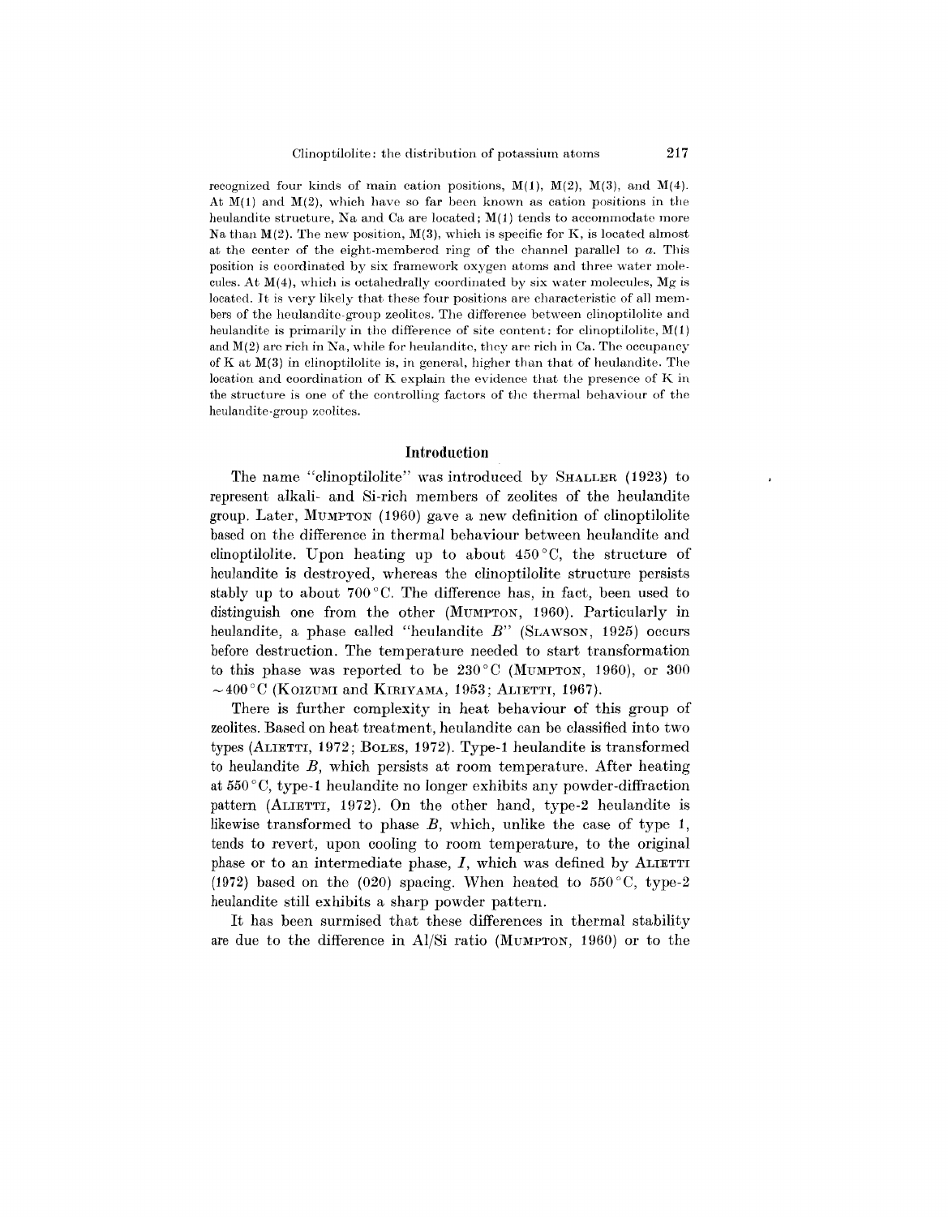recognized four kinds of main cation positions, M(1), M(2), M(3), and M(4). At M(1) and M(2), which have so far been known as cation positions in the heulandite structure, Na and Ca are located; M(1) tends to accommodate more Na than M(2). The new position, M(3), which is specific for K, is located almost at the center of the eight-membered ring of the channel parallel to *a*. This position is coordinated by six framework oxygen atoms and three water molecules. At M(4), which is octahedrally coordinated by six water molecules, Mg is located. It is very likely that these four positions are characteristic of all members of the heulandite-group zeolites. The difference between clinoptilolite and heulandite is primarily in the difference of site content: for clinoptilolite, M(1) and M(2) are rich in Na, while for heulandite, they are rich in Ca. The occupancy of K at M(3) in clinoptilolite is, in general, higher than that of heulandite. The location and coordination of K explain the evidence that the presence of K in the structure is one of the controlling factors of the thermal behaviour of the heulandite-group zeolites.

## Introduction

The name "clinoptilolite" was introduced by SHALLER (1923) to represent alkali- and Si-rich members of zeolites of the heulandite group. Later, MUMPTON (1960) gave a new definition of clinoptilolite based on the difference in thermal behaviour between heulandite and clinoptilolite. Upon heating up to about 450 °C, the structure of heulandite is destroyed, whereas the clinoptilolite structure persists stably up to about 700 °C. The difference has, in fact, been used to distinguish one from the other (MUMPTON, 1960). Particularly in heulandite, a phase called "heulandite *B*" (SLAWSON, 1925) occurs before destruction. The temperature needed to start transformation to this phase was reported to be 230 °C (MUMPTON, 1960), or 300 ~400 °C (KOIZUMI and KIRIYAMA, 1953; ALIETTI, 1967).

There is further complexity in heat behaviour of this group of zeolites. Based on heat treatment, heulandite can be classified into two types (ALIETTI, 1972; BOLES, 1972). Type-1 heulandite is transformed to heulandite *B*, which persists at room temperature. After heating at 550 °C, type-1 heulandite no longer exhibits any powder-diffraction pattern (ALIETTI, 1972). On the other hand, type-2 heulandite is likewise transformed to phase *B*, which, unlike the case of type 1, tends to revert, upon cooling to room temperature, to the original phase or to an intermediate phase, *I*, which was defined by ALIETTI (1972) based on the (020) spacing. When heated to 550 °C, type-2 heulandite still exhibits a sharp powder pattern.

It has been surmised that these differences in thermal stability are due to the difference in Al/Si ratio (MUMPTON, 1960) or to the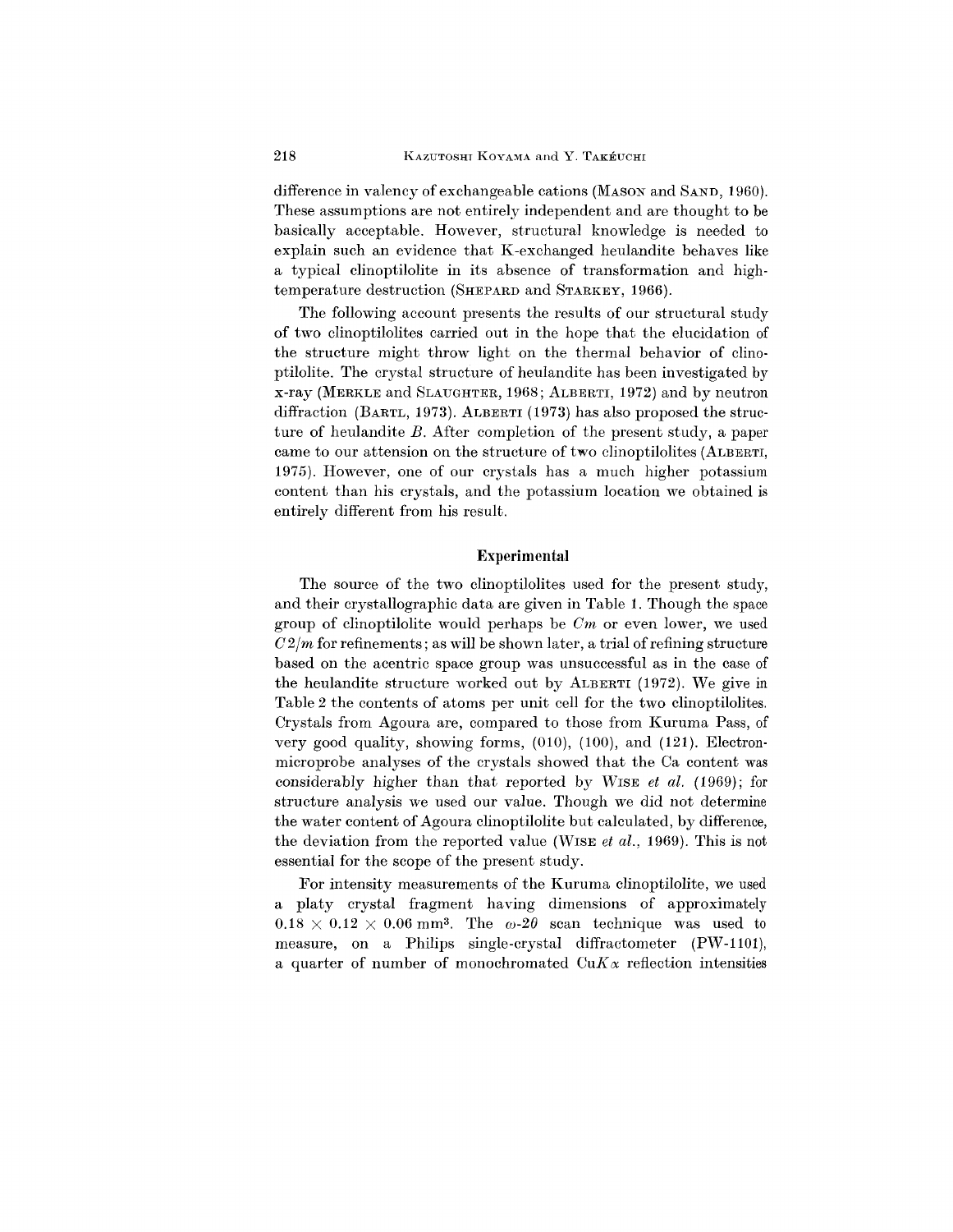difference in valency of exchangeable cations (MASON and SAND, 1960). These assumptions are not entirely independent and are thought to be basically acceptable. However, structural knowledge is needed to explain such an evidence that K-exchanged heulandite behaves like a typical clinoptilolite in its absence of transformation and high-temperature destruction (SHEPARD and STARKEY, 1966).

The following account presents the results of our structural study of two clinoptilolites carried out in the hope that the elucidation of the structure might throw light on the thermal behavior of clinoptilolite. The crystal structure of heulandite has been investigated by x-ray (MERKLE and SLAUGHTER, 1968; ALBERTI, 1972) and by neutron diffraction (BARTL, 1973). ALBERTI (1973) has also proposed the structure of heulandite *B*. After completion of the present study, a paper came to our attension on the structure of two clinoptilolites (ALBERTI, 1975). However, one of our crystals has a much higher potassium content than his crystals, and the potassium location we obtained is entirely different from his result.

## Experimental

The source of the two clinoptilolites used for the present study, and their crystallographic data are given in Table 1. Though the space group of clinoptilolite would perhaps be *Cm* or even lower, we used *C*2/*m* for refinements; as will be shown later, a trial of refining structure based on the acentric space group was unsuccessful as in the case of the heulandite structure worked out by ALBERTI (1972). We give in Table 2 the contents of atoms per unit cell for the two clinoptilolites. Crystals from Agoura are, compared to those from Kuruma Pass, of very good quality, showing forms, (010), (100), and (121). Electron-microprobe analyses of the crystals showed that the Ca content was considerably higher than that reported by WISE *et al.* (1969); for structure analysis we used our value. Though we did not determine the water content of Agoura clinoptilolite but calculated, by difference, the deviation from the reported value (WISE *et al.*, 1969). This is not essential for the scope of the present study.

For intensity measurements of the Kuruma clinoptilolite, we used a platy crystal fragment having dimensions of approximately $0.18 \times 0.12 \times 0.06$ mm$^3$. The $\omega$-$2\theta$ scan technique was used to measure, on a Philips single-crystal diffractometer (PW-1101), a quarter of number of monochromated Cu$K\alpha$ reflection intensities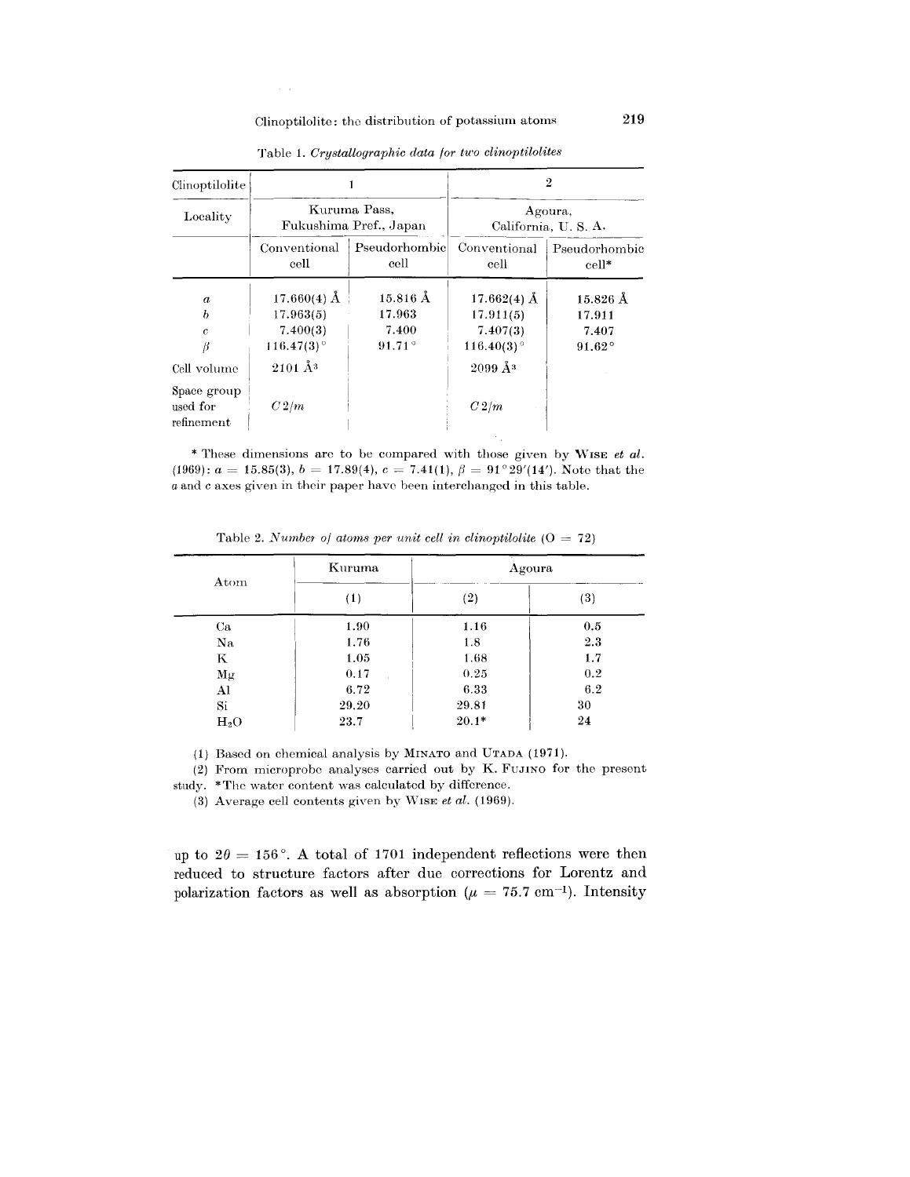Table 1. *Crystallographic data for two clinoptilolites*

| Clinoptilolite | 1 | | 2 | |
|---|---|---|---|---|
| Locality | Kuruma Pass, Fukushima Pref., Japan | | Agoura, California, U. S. A. | |
| | Conventional cell | Pseudorhombic cell | Conventional cell | Pseudorhombic cell* |
| $a$ | 17.660(4) Å | 15.816 Å | 17.662(4) Å | 15.826 Å |
| $b$ | 17.963(5) | 17.963 | 17.911(5) | 17.911 |
| $c$ | 7.400(3) | 7.400 | 7.407(3) | 7.407 |
| $\beta$ | 116.47(3)° | 91.71° | 116.40(3)° | 91.62° |
| Cell volume | 2101 Å$^3$ | | 2099 Å$^3$ | |
| Space group used for refinement | $C2/m$ | | $C2/m$ | |

\* These dimensions are to be compared with those given by WISE *et al.* (1969): $a = 15.85(3)$, $b = 17.89(4)$, $c = 7.41(1)$, $\beta = 91°29'(14')$. Note that the $a$ and $c$ axes given in their paper have been interchanged in this table.

Table 2. *Number of atoms per unit cell in clinoptilolite* (O = 72)

| Atom | Kuruma | Agoura | |
|---|---|---|---|
| | (1) | (2) | (3) |
| Ca | 1.90 | 1.16 | 0.5 |
| Na | 1.76 | 1.8 | 2.3 |
| K | 1.05 | 1.68 | 1.7 |
| Mg | 0.17 | 0.25 | 0.2 |
| Al | 6.72 | 6.33 | 6.2 |
| Si | 29.20 | 29.81 | 30 |
| $H_2O$ | 23.7 | 20.1* | 24 |

(1) Based on chemical analysis by MINATO and UTADA (1971).

(2) From microprobe analyses carried out by K. FUJINO for the present study. *The water content was calculated by difference.

(3) Average cell contents given by WISE *et al.* (1969).

up to $2\theta = 156°$. A total of 1701 independent reflections were then reduced to structure factors after due corrections for Lorentz and polarization factors as well as absorption ($\mu = 75.7$ cm$^{-1}$). Intensity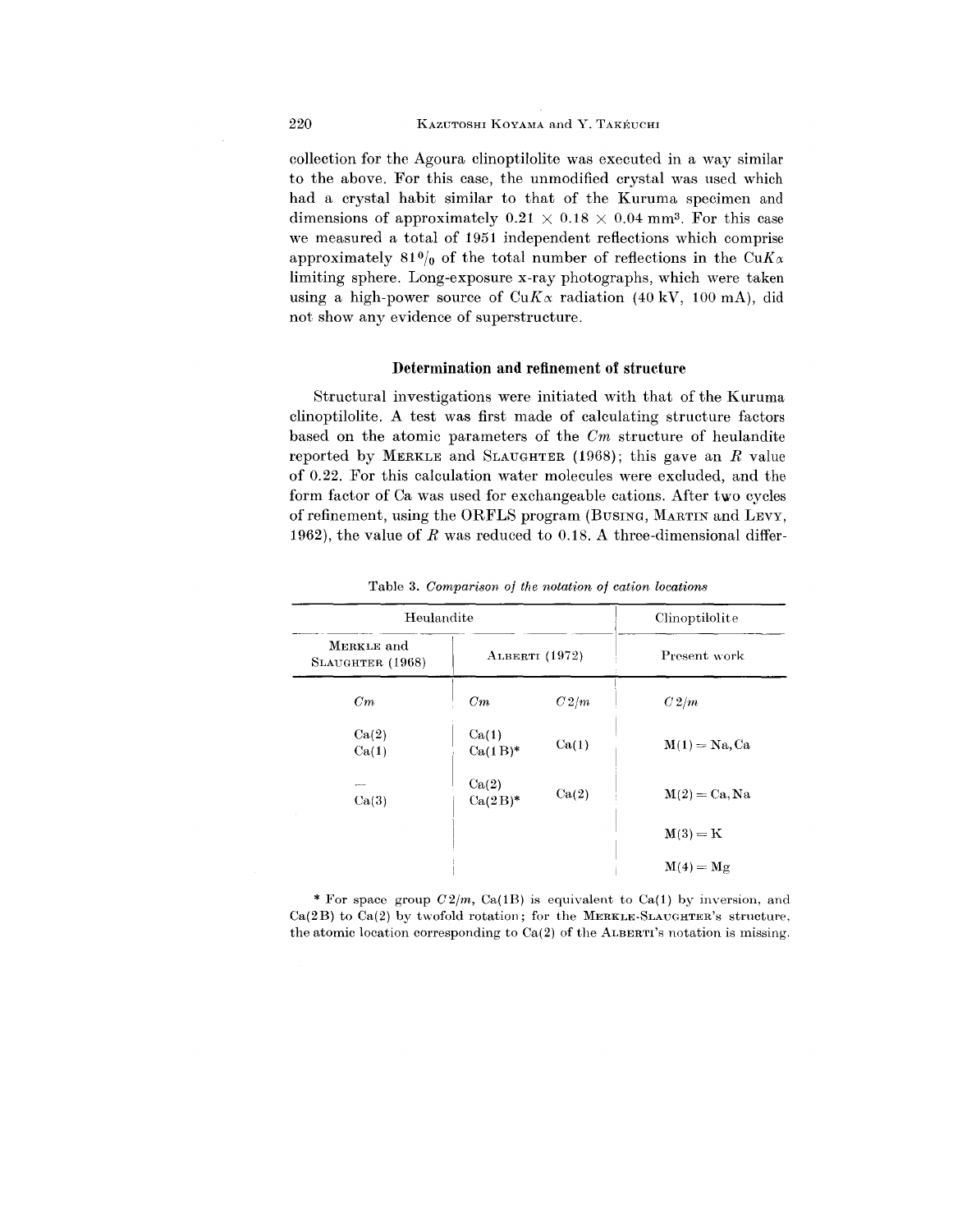collection for the Agoura clinoptilolite was executed in a way similar to the above. For this case, the unmodified crystal was used which had a crystal habit similar to that of the Kuruma specimen and dimensions of approximately $0.21 \times 0.18 \times 0.04$ mm$^3$. For this case we measured a total of 1951 independent reflections which comprise approximately 81% of the total number of reflections in the Cu$K\alpha$ limiting sphere. Long-exposure x-ray photographs, which were taken using a high-power source of Cu$K\alpha$ radiation (40 kV, 100 mA), did not show any evidence of superstructure.

## Determination and refinement of structure

Structural investigations were initiated with that of the Kuruma clinoptilolite. A test was first made of calculating structure factors based on the atomic parameters of the *Cm* structure of heulandite reported by MERKLE and SLAUGHTER (1968); this gave an *R* value of 0.22. For this calculation water molecules were excluded, and the form factor of Ca was used for exchangeable cations. After two cycles of refinement, using the ORFLS program (BUSING, MARTIN and LEVY, 1962), the value of *R* was reduced to 0.18. A three-dimensional differ-

Table 3. *Comparison of the notation of cation locations*

| Heulandite | | | Clinoptilolite |
|---|---|---|---|
| MERKLE and SLAUGHTER (1968) | ALBERTI (1972) | | Present work |
| *Cm* | *Cm* | *C* 2/*m* | *C* 2/*m* |
| Ca(2)<br>Ca(1) | Ca(1)<br>Ca(1B)* | Ca(1) | M(1) = Na, Ca |
| —<br>Ca(3) | Ca(2)<br>Ca(2B)* | Ca(2) | M(2) = Ca, Na |
| | | | M(3) = K |
| | | | M(4) = Mg |

* For space group *C* 2/*m*, Ca(1B) is equivalent to Ca(1) by inversion, and Ca(2B) to Ca(2) by twofold rotation; for the MERKLE-SLAUGHTER's structure, the atomic location corresponding to Ca(2) of the ALBERTI's notation is missing.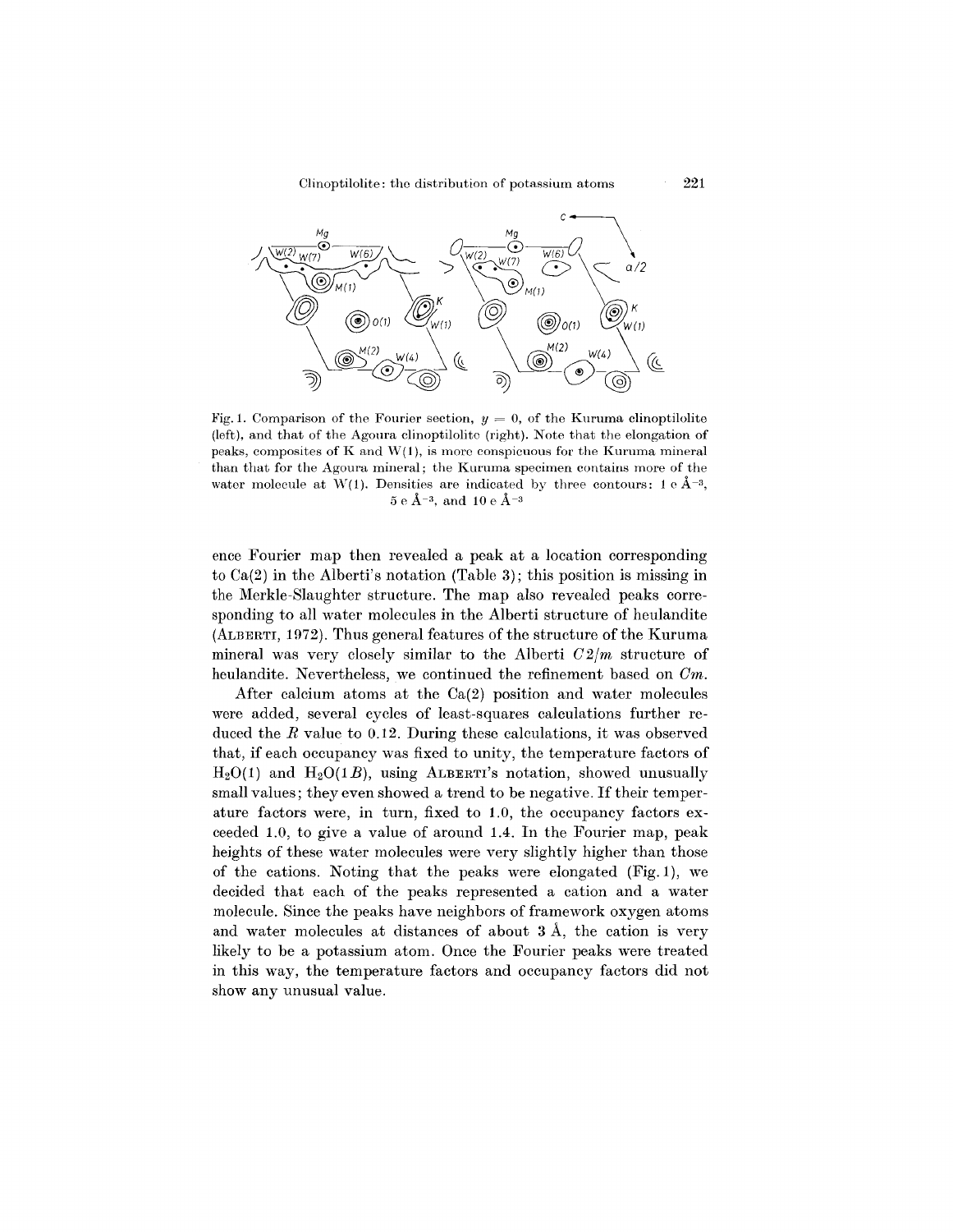Fig. 1. Comparison of the Fourier section, $y = 0$, of the Kuruma clinoptilolite (left), and that of the Agoura clinoptilolite (right). Note that the elongation of peaks, composites of K and W(1), is more conspicuous for the Kuruma mineral than that for the Agoura mineral; the Kuruma specimen contains more of the water molecule at W(1). Densities are indicated by three contours: 1 e Å$^{-3}$, 5 e Å$^{-3}$, and 10 e Å$^{-3}$

ence Fourier map then revealed a peak at a location corresponding to Ca(2) in the Alberti's notation (Table 3); this position is missing in the Merkle-Slaughter structure. The map also revealed peaks corresponding to all water molecules in the Alberti structure of heulandite (ALBERTI, 1972). Thus general features of the structure of the Kuruma mineral was very closely similar to the Alberti $C2/m$ structure of heulandite. Nevertheless, we continued the refinement based on $Cm$.

After calcium atoms at the Ca(2) position and water molecules were added, several cycles of least-squares calculations further reduced the $R$ value to 0.12. During these calculations, it was observed that, if each occupancy was fixed to unity, the temperature factors of $H_2O(1)$ and $H_2O(1B)$, using ALBERTI's notation, showed unusually small values; they even showed a trend to be negative. If their temperature factors were, in turn, fixed to 1.0, the occupancy factors exceeded 1.0, to give a value of around 1.4. In the Fourier map, peak heights of these water molecules were very slightly higher than those of the cations. Noting that the peaks were elongated (Fig. 1), we decided that each of the peaks represented a cation and a water molecule. Since the peaks have neighbors of framework oxygen atoms and water molecules at distances of about 3 Å, the cation is very likely to be a potassium atom. Once the Fourier peaks were treated in this way, the temperature factors and occupancy factors did not show any unusual value.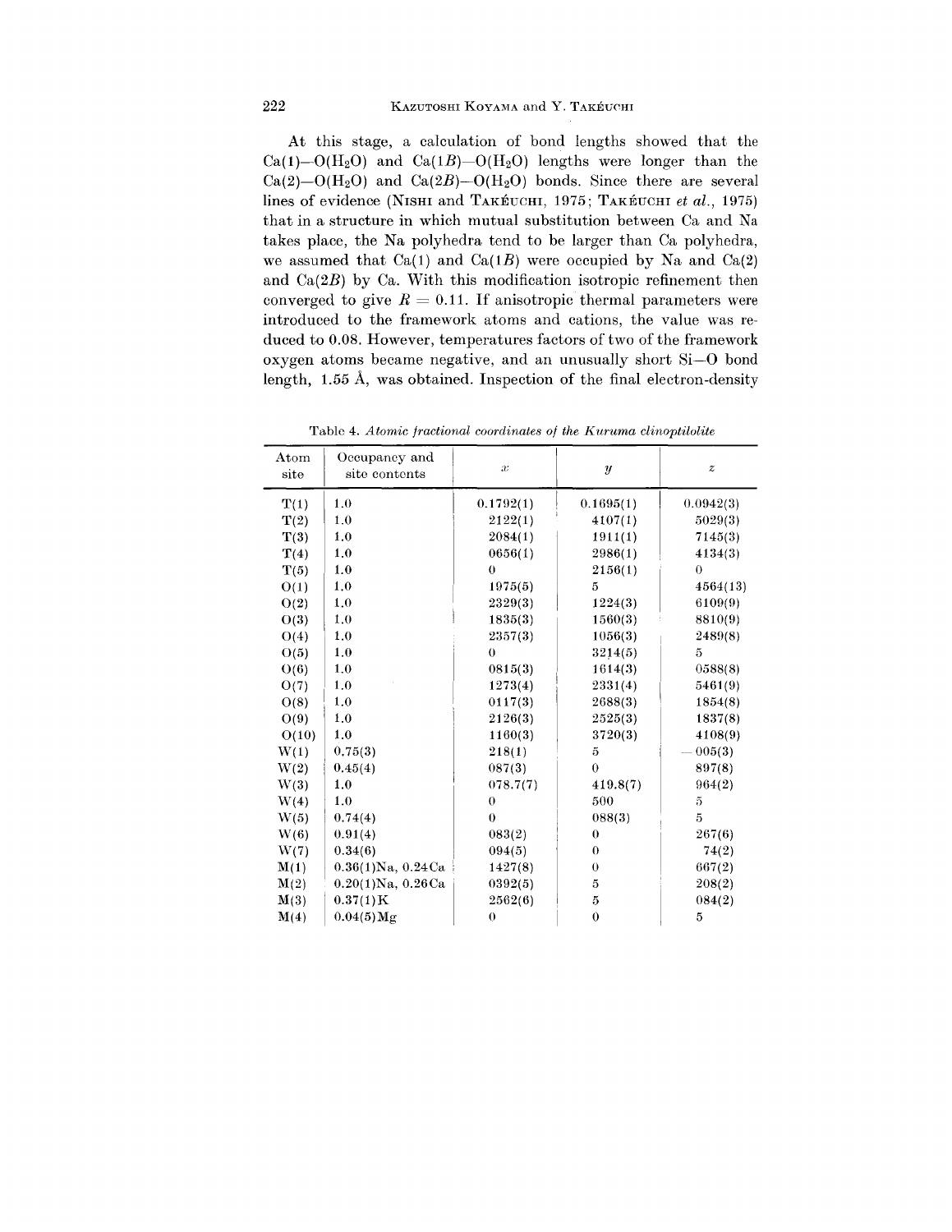At this stage, a calculation of bond lengths showed that the Ca(1)—O($H_2O$) and Ca(1*B*)—O($H_2O$) lengths were longer than the Ca(2)—O($H_2O$) and Ca(2*B*)—O($H_2O$) bonds. Since there are several lines of evidence (NISHI and TAKÉUCHI, 1975; TAKÉUCHI *et al.*, 1975) that in a structure in which mutual substitution between Ca and Na takes place, the Na polyhedra tend to be larger than Ca polyhedra, we assumed that Ca(1) and Ca(1*B*) were occupied by Na and Ca(2) and Ca(2*B*) by Ca. With this modification isotropic refinement then converged to give $R = 0.11$. If anisotropic thermal parameters were introduced to the framework atoms and cations, the value was reduced to 0.08. However, temperatures factors of two of the framework oxygen atoms became negative, and an unusually short Si—O bond length, 1.55 Å, was obtained. Inspection of the final electron-density

Table 4. *Atomic fractional coordinates of the Kuruma clinoptilolite*

| Atom site | Occupancy and site contents | *x* | *y* | *z* |
|---|---|---|---|---|
| T(1) | 1.0 | 0.1792(1) | 0.1695(1) | 0.0942(3) |
| T(2) | 1.0 | 2122(1) | 4107(1) | 5029(3) |
| T(3) | 1.0 | 2084(1) | 1911(1) | 7145(3) |
| T(4) | 1.0 | 0656(1) | 2986(1) | 4134(3) |
| T(5) | 1.0 | 0 | 2156(1) | 0 |
| O(1) | 1.0 | 1975(5) | 5 | 4564(13) |
| O(2) | 1.0 | 2329(3) | 1224(3) | 6109(9) |
| O(3) | 1.0 | 1835(3) | 1560(3) | 8810(9) |
| O(4) | 1.0 | 2357(3) | 1056(3) | 2489(8) |
| O(5) | 1.0 | 0 | 3214(5) | 5 |
| O(6) | 1.0 | 0815(3) | 1614(3) | 0588(8) |
| O(7) | 1.0 | 1273(4) | 2331(4) | 5461(9) |
| O(8) | 1.0 | 0117(3) | 2688(3) | 1854(8) |
| O(9) | 1.0 | 2126(3) | 2525(3) | 1837(8) |
| O(10) | 1.0 | 1160(3) | 3720(3) | 4108(9) |
| W(1) | 0.75(3) | 218(1) | 5 | −005(3) |
| W(2) | 0.45(4) | 087(3) | 0 | 897(8) |
| W(3) | 1.0 | 078.7(7) | 419.8(7) | 964(2) |
| W(4) | 1.0 | 0 | 500 | 5 |
| W(5) | 0.74(4) | 0 | 088(3) | 5 |
| W(6) | 0.91(4) | 083(2) | 0 | 267(6) |
| W(7) | 0.34(6) | 094(5) | 0 | 74(2) |
| M(1) | 0.36(1)Na, 0.24Ca | 1427(8) | 0 | 667(2) |
| M(2) | 0.20(1)Na, 0.26Ca | 0392(5) | 5 | 208(2) |
| M(3) | 0.37(1)K | 2562(6) | 5 | 084(2) |
| M(4) | 0.04(5)Mg | 0 | 0 | 5 |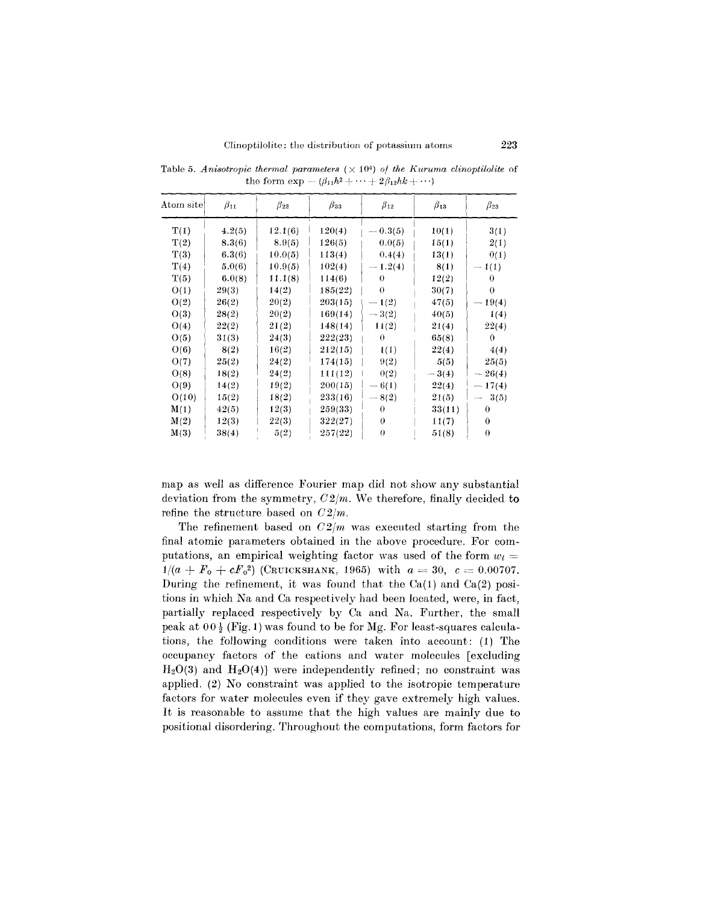Table 5. *Anisotropic thermal parameters* ($\times 10^4$) *of the Kuruma clinoptilolite* of the form $\exp - (\beta_{11}h^2 + \cdots + 2\beta_{12}hk + \cdots)$

| Atom site | $\beta_{11}$ | $\beta_{22}$ | $\beta_{33}$ | $\beta_{12}$ | $\beta_{13}$ | $\beta_{23}$ |
|---|---|---|---|---|---|---|
| T(1) | 4.2(5) | 12.1(6) | 120(4) | −0.3(5) | 10(1) | 3(1) |
| T(2) | 8.3(6) | 8.9(5) | 126(5) | 0.0(5) | 15(1) | 2(1) |
| T(3) | 6.3(6) | 10.0(5) | 113(4) | 0.4(4) | 13(1) | 0(1) |
| T(4) | 5.0(6) | 10.9(5) | 102(4) | −1.2(4) | 8(1) | −1(1) |
| T(5) | 6.0(8) | 11.1(8) | 114(6) | 0 | 12(2) | 0 |
| O(1) | 29(3) | 14(2) | 185(22) | 0 | 30(7) | 0 |
| O(2) | 26(2) | 20(2) | 203(15) | −1(2) | 47(5) | −19(4) |
| O(3) | 28(2) | 20(2) | 169(14) | −3(2) | 40(5) | 1(4) |
| O(4) | 22(2) | 21(2) | 148(14) | 11(2) | 21(4) | 22(4) |
| O(5) | 31(3) | 24(3) | 222(23) | 0 | 65(8) | 0 |
| O(6) | 8(2) | 16(2) | 212(15) | 1(1) | 22(4) | 4(4) |
| O(7) | 25(2) | 24(2) | 174(15) | 9(2) | 5(5) | 25(5) |
| O(8) | 18(2) | 24(2) | 111(12) | 0(2) | −3(4) | −26(4) |
| O(9) | 14(2) | 19(2) | 200(15) | −6(1) | 22(4) | −17(4) |
| O(10) | 15(2) | 18(2) | 233(16) | −8(2) | 21(5) | −3(5) |
| M(1) | 42(5) | 12(3) | 259(33) | 0 | 33(11) | 0 |
| M(2) | 12(3) | 22(3) | 322(27) | 0 | 11(7) | 0 |
| M(3) | 38(4) | 5(2) | 257(22) | 0 | 51(8) | 0 |

map as well as difference Fourier map did not show any substantial deviation from the symmetry, $C2/m$. We therefore, finally decided to refine the structure based on $C2/m$.

The refinement based on $C2/m$ was executed starting from the final atomic parameters obtained in the above procedure. For computations, an empirical weighting factor was used of the form $w_i = 1/(a + F_o + cF_o^2)$ (Cruickshank, 1965) with $a = 30$, $c = 0.00707$. During the refinement, it was found that the Ca(1) and Ca(2) positions in which Na and Ca respectively had been located, were, in fact, partially replaced respectively by Ca and Na. Further, the small peak at $0\,0\,\frac{1}{2}$ (Fig. 1) was found to be for Mg. For least-squares calculations, the following conditions were taken into account: (1) The occupancy factors of the cations and water molecules [excluding $H_2O(3)$ and $H_2O(4)$] were independently refined; no constraint was applied. (2) No constraint was applied to the isotropic temperature factors for water molecules even if they gave extremely high values. It is reasonable to assume that the high values are mainly due to positional disordering. Throughout the computations, form factors for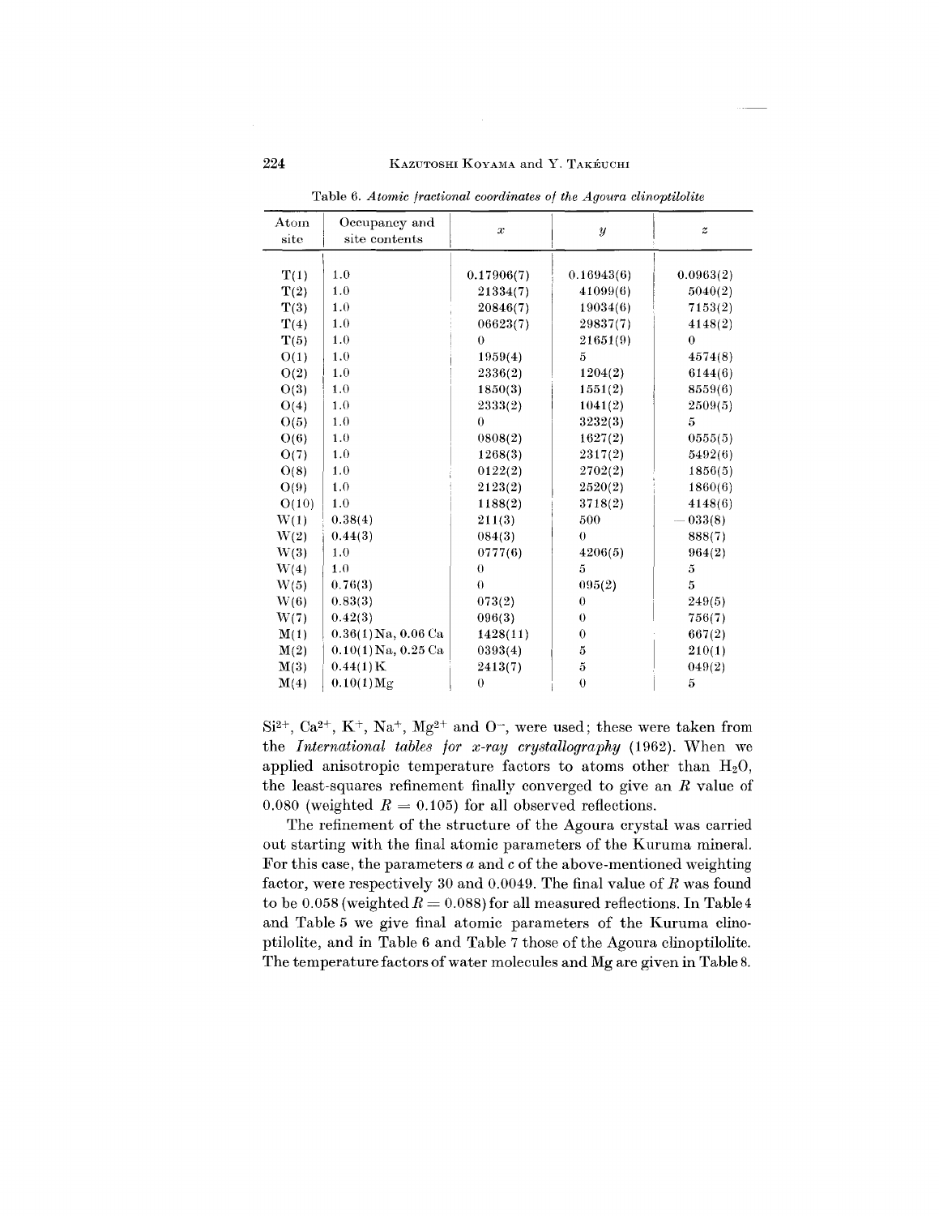Table 6. *Atomic fractional coordinates of the Agoura clinoptilolite*

| Atom site | Occupancy and site contents | $x$ | $y$ | $z$ |
|---|---|---|---|---|
| T(1) | 1.0 | 0.17906(7) | 0.16943(6) | 0.0963(2) |
| T(2) | 1.0 | 21334(7) | 41099(6) | 5040(2) |
| T(3) | 1.0 | 20846(7) | 19034(6) | 7153(2) |
| T(4) | 1.0 | 06623(7) | 29837(7) | 4148(2) |
| T(5) | 1.0 | 0 | 21651(9) | 0 |
| O(1) | 1.0 | 1959(4) | 5 | 4574(8) |
| O(2) | 1.0 | 2336(2) | 1204(2) | 6144(6) |
| O(3) | 1.0 | 1850(3) | 1551(2) | 8559(6) |
| O(4) | 1.0 | 2333(2) | 1041(2) | 2509(5) |
| O(5) | 1.0 | 0 | 3232(3) | 5 |
| O(6) | 1.0 | 0808(2) | 1627(2) | 0555(5) |
| O(7) | 1.0 | 1268(3) | 2317(2) | 5492(6) |
| O(8) | 1.0 | 0122(2) | 2702(2) | 1856(5) |
| O(9) | 1.0 | 2123(2) | 2520(2) | 1860(6) |
| O(10) | 1.0 | 1188(2) | 3718(2) | 4148(6) |
| W(1) | 0.38(4) | 211(3) | 500 | −033(8) |
| W(2) | 0.44(3) | 084(3) | 0 | 888(7) |
| W(3) | 1.0 | 0777(6) | 4206(5) | 964(2) |
| W(4) | 1.0 | 0 | 5 | 5 |
| W(5) | 0.76(3) | 0 | 095(2) | 5 |
| W(6) | 0.83(3) | 073(2) | 0 | 249(5) |
| W(7) | 0.42(3) | 096(3) | 0 | 756(7) |
| M(1) | 0.36(1) Na, 0.06 Ca | 1428(11) | 0 | 667(2) |
| M(2) | 0.10(1) Na, 0.25 Ca | 0393(4) | 5 | 210(1) |
| M(3) | 0.44(1) K | 2413(7) | 5 | 049(2) |
| M(4) | 0.10(1) Mg | 0 | 0 | 5 |

$Si^{2+}$, $Ca^{2+}$, $K^{+}$, $Na^{+}$, $Mg^{2+}$ and $O^{-}$, were used; these were taken from the *International tables for x-ray crystallography* (1962). When we applied anisotropic temperature factors to atoms other than $H_2O$, the least-squares refinement finally converged to give an $R$ value of 0.080 (weighted $R = 0.105$) for all observed reflections.

The refinement of the structure of the Agoura crystal was carried out starting with the final atomic parameters of the Kuruma mineral. For this case, the parameters $a$ and $c$ of the above-mentioned weighting factor, were respectively 30 and 0.0049. The final value of $R$ was found to be 0.058 (weighted $R = 0.088$) for all measured reflections. In Table 4 and Table 5 we give final atomic parameters of the Kuruma clinoptilolite, and in Table 6 and Table 7 those of the Agoura clinoptilolite. The temperature factors of water molecules and Mg are given in Table 8.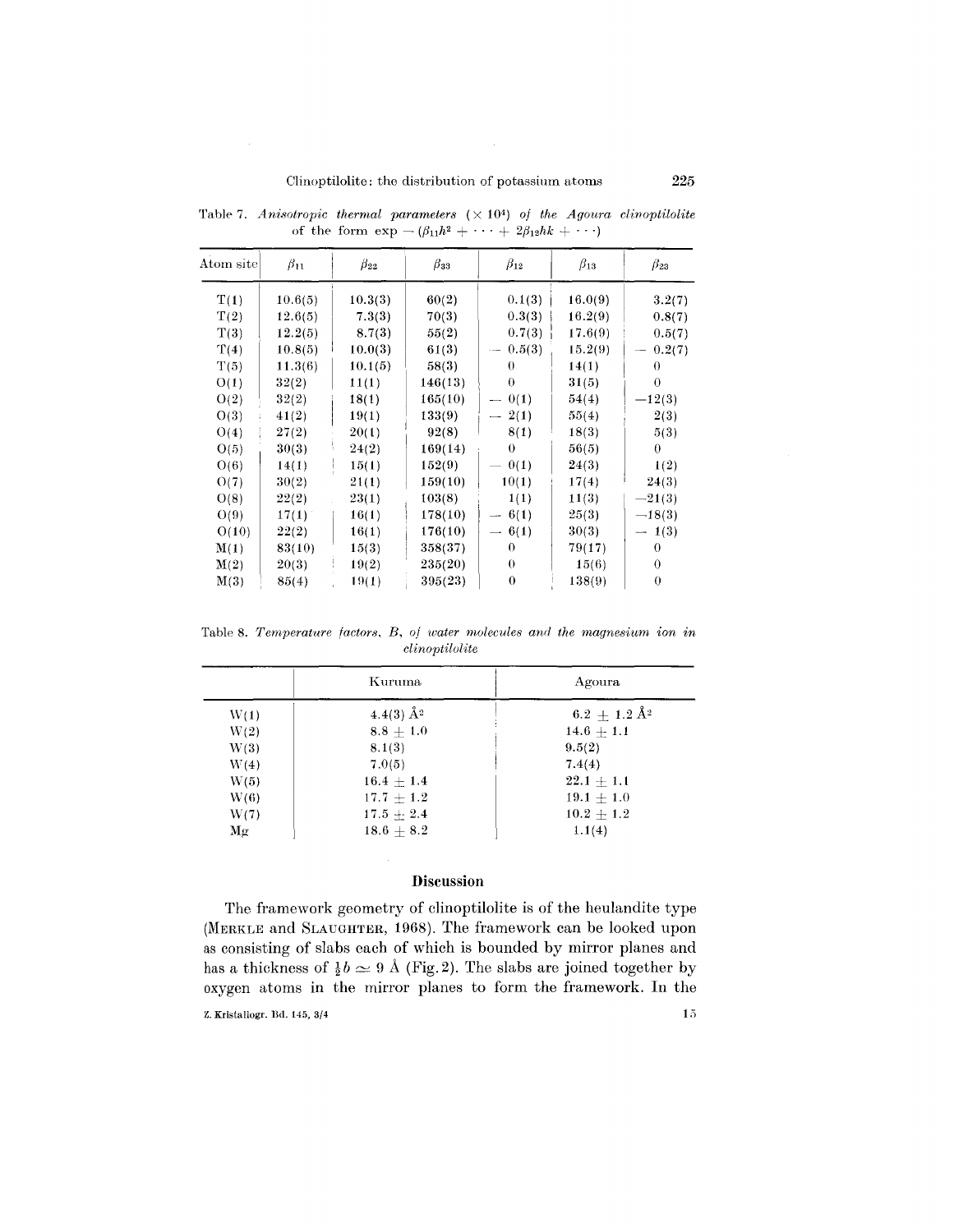Table 7. *Anisotropic thermal parameters* ($\times 10^4$) *of the Agoura clinoptilolite* of the form $\exp - (\beta_{11}h^2 + \cdots + 2\beta_{12}hk + \cdots)$

| Atom site | $\beta_{11}$ | $\beta_{22}$ | $\beta_{33}$ | $\beta_{12}$ | $\beta_{13}$ | $\beta_{23}$ |
|---|---|---|---|---|---|---|
| T(1) | 10.6(5) | 10.3(3) | 60(2) | 0.1(3) | 16.0(9) | 3.2(7) |
| T(2) | 12.6(5) | 7.3(3) | 70(3) | 0.3(3) | 16.2(9) | 0.8(7) |
| T(3) | 12.2(5) | 8.7(3) | 55(2) | 0.7(3) | 17.6(9) | 0.5(7) |
| T(4) | 10.8(5) | 10.0(3) | 61(3) | − 0.5(3) | 15.2(9) | − 0.2(7) |
| T(5) | 11.3(6) | 10.1(5) | 58(3) | 0 | 14(1) | 0 |
| O(1) | 32(2) | 11(1) | 146(13) | 0 | 31(5) | 0 |
| O(2) | 32(2) | 18(1) | 165(10) | − 0(1) | 54(4) | −12(3) |
| O(3) | 41(2) | 19(1) | 133(9) | − 2(1) | 55(4) | 2(3) |
| O(4) | 27(2) | 20(1) | 92(8) | 8(1) | 18(3) | 5(3) |
| O(5) | 30(3) | 24(2) | 169(14) | 0 | 56(5) | 0 |
| O(6) | 14(1) | 15(1) | 152(9) | − 0(1) | 24(3) | 1(2) |
| O(7) | 30(2) | 21(1) | 159(10) | 10(1) | 17(4) | 24(3) |
| O(8) | 22(2) | 23(1) | 103(8) | 1(1) | 11(3) | −21(3) |
| O(9) | 17(1) | 16(1) | 178(10) | − 6(1) | 25(3) | −18(3) |
| O(10) | 22(2) | 16(1) | 176(10) | − 6(1) | 30(3) | − 1(3) |
| M(1) | 83(10) | 15(3) | 358(37) | 0 | 79(17) | 0 |
| M(2) | 20(3) | 19(2) | 235(20) | 0 | 15(6) | 0 |
| M(3) | 85(4) | 19(1) | 395(23) | 0 | 138(9) | 0 |

Table 8. *Temperature factors, B, of water molecules and the magnesium ion in clinoptilolite*

| | Kuruma | Agoura |
|---|---|---|
| W(1) | 4.4(3) Å$^2$ | 6.2 ± 1.2 Å$^2$ |
| W(2) | 8.8 ± 1.0 | 14.6 ± 1.1 |
| W(3) | 8.1(3) | 9.5(2) |
| W(4) | 7.0(5) | 7.4(4) |
| W(5) | 16.4 ± 1.4 | 22.1 ± 1.1 |
| W(6) | 17.7 ± 1.2 | 19.1 ± 1.0 |
| W(7) | 17.5 ± 2.4 | 10.2 ± 1.2 |
| Mg | 18.6 ± 8.2 | 1.1(4) |

## Discussion

The framework geometry of clinoptilolite is of the heulandite type (MERKLE and SLAUGHTER, 1968). The framework can be looked upon as consisting of slabs each of which is bounded by mirror planes and has a thickness of $\frac{1}{2}b \simeq 9$ Å (Fig. 2). The slabs are joined together by oxygen atoms in the mirror planes to form the framework. In the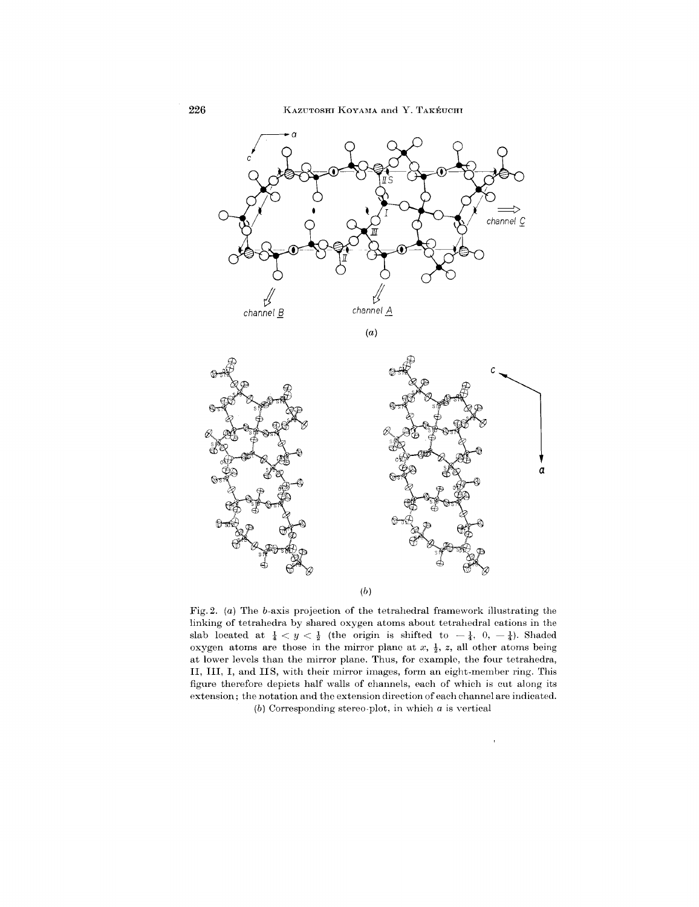(a)

(b)

Fig. 2. (a) The b-axis projection of the tetrahedral framework illustrating the linking of tetrahedra by shared oxygen atoms about tetrahedral cations in the slab located at $\frac{1}{4} < y < \frac{1}{2}$ (the origin is shifted to $-\frac{1}{4}$, 0, $-\frac{1}{4}$). Shaded oxygen atoms are those in the mirror plane at $x$, $\frac{1}{2}$, $z$, all other atoms being at lower levels than the mirror plane. Thus, for example, the four tetrahedra, II, III, I, and IIS, with their mirror images, form an eight-member ring. This figure therefore depicts half walls of channels, each of which is cut along its extension; the notation and the extension direction of each channel are indicated.
(b) Corresponding stereo-plot, in which $a$ is vertical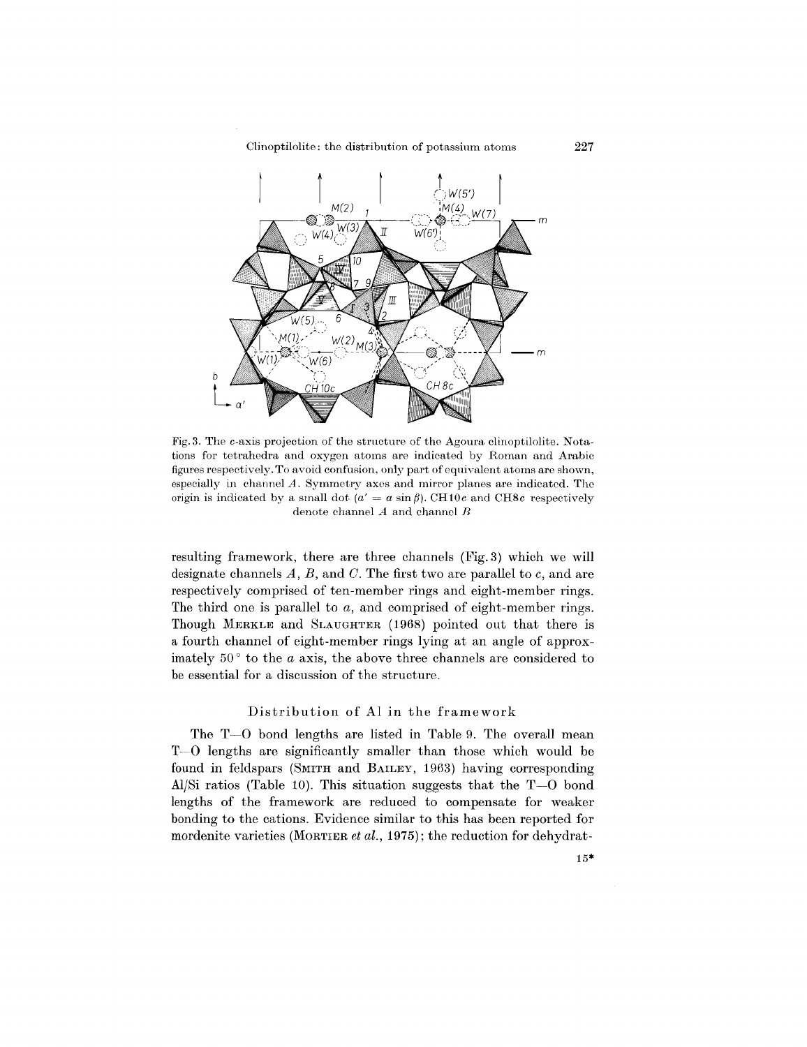Fig. 3. The $c$-axis projection of the structure of the Agoura clinoptilolite. Notations for tetrahedra and oxygen atoms are indicated by Roman and Arabic figures respectively. To avoid confusion, only part of equivalent atoms are shown, especially in channel $A$. Symmetry axes and mirror planes are indicated. The origin is indicated by a small dot ($a' = a \sin \beta$). CH10$c$ and CH8$c$ respectively denote channel $A$ and channel $B$

resulting framework, there are three channels (Fig. 3) which we will designate channels $A$, $B$, and $C$. The first two are parallel to $c$, and are respectively comprised of ten-member rings and eight-member rings. The third one is parallel to $a$, and comprised of eight-member rings. Though MERKLE and SLAUGHTER (1968) pointed out that there is a fourth channel of eight-member rings lying at an angle of approximately 50° to the $a$ axis, the above three channels are considered to be essential for a discussion of the structure.

## Distribution of Al in the framework

The T—O bond lengths are listed in Table 9. The overall mean T—O lengths are significantly smaller than those which would be found in feldspars (SMITH and BAILEY, 1963) having corresponding Al/Si ratios (Table 10). This situation suggests that the T—O bond lengths of the framework are reduced to compensate for weaker bonding to the cations. Evidence similar to this has been reported for mordenite varieties (MORTIER *et al.*, 1975); the reduction for dehydrat-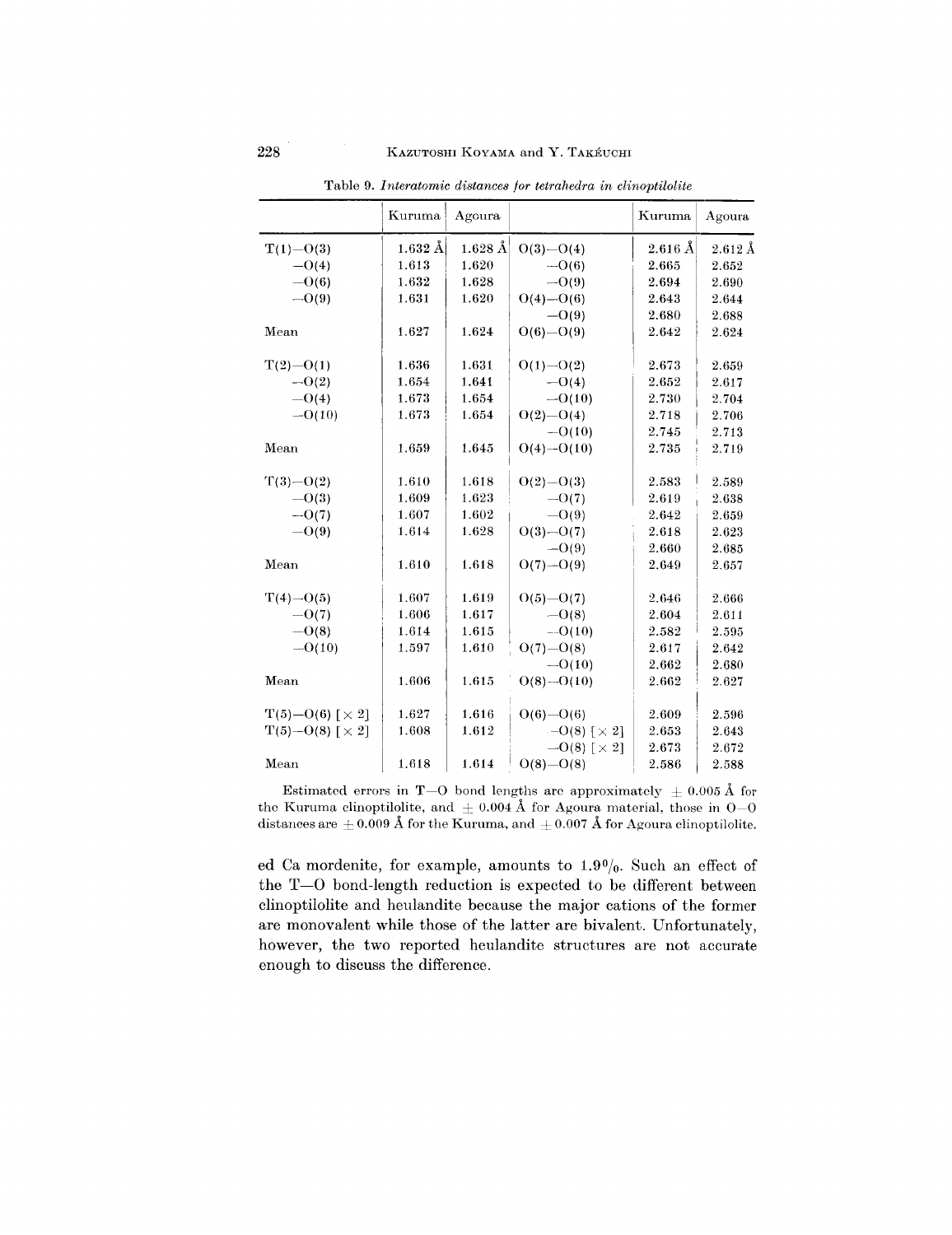Table 9. *Interatomic distances for tetrahedra in clinoptilolite*

| | Kuruma | Agoura | | Kuruma | Agoura |
|---|---|---|---|---|---|
| T(1)—O(3) | 1.632 Å | 1.628 Å | O(3)—O(4) | 2.616 Å | 2.612 Å |
| —O(4) | 1.613 | 1.620 | —O(6) | 2.665 | 2.652 |
| —O(6) | 1.632 | 1.628 | —O(9) | 2.694 | 2.690 |
| —O(9) | 1.631 | 1.620 | O(4)—O(6) | 2.643 | 2.644 |
| | | | —O(9) | 2.680 | 2.688 |
| Mean | 1.627 | 1.624 | O(6)—O(9) | 2.642 | 2.624 |
| T(2)—O(1) | 1.636 | 1.631 | O(1)—O(2) | 2.673 | 2.659 |
| —O(2) | 1.654 | 1.641 | —O(4) | 2.652 | 2.617 |
| —O(4) | 1.673 | 1.654 | —O(10) | 2.730 | 2.704 |
| —O(10) | 1.673 | 1.654 | O(2)—O(4) | 2.718 | 2.706 |
| | | | —O(10) | 2.745 | 2.713 |
| Mean | 1.659 | 1.645 | O(4)—O(10) | 2.735 | 2.719 |
| T(3)—O(2) | 1.610 | 1.618 | O(2)—O(3) | 2.583 | 2.589 |
| —O(3) | 1.609 | 1.623 | —O(7) | 2.619 | 2.638 |
| —O(7) | 1.607 | 1.602 | —O(9) | 2.642 | 2.659 |
| —O(9) | 1.614 | 1.628 | O(3)—O(7) | 2.618 | 2.623 |
| | | | —O(9) | 2.660 | 2.685 |
| Mean | 1.610 | 1.618 | O(7)—O(9) | 2.649 | 2.657 |
| T(4)—O(5) | 1.607 | 1.619 | O(5)—O(7) | 2.646 | 2.666 |
| —O(7) | 1.606 | 1.617 | —O(8) | 2.604 | 2.611 |
| —O(8) | 1.614 | 1.615 | —O(10) | 2.582 | 2.595 |
| —O(10) | 1.597 | 1.610 | O(7)—O(8) | 2.617 | 2.642 |
| | | | —O(10) | 2.662 | 2.680 |
| Mean | 1.606 | 1.615 | O(8)—O(10) | 2.662 | 2.627 |
| T(5)—O(6) [× 2] | 1.627 | 1.616 | O(6)—O(6) | 2.609 | 2.596 |
| T(5)—O(8) [× 2] | 1.608 | 1.612 | —O(8) [× 2] | 2.653 | 2.643 |
| | | | —O(8) [× 2] | 2.673 | 2.672 |
| Mean | 1.618 | 1.614 | O(8)—O(8) | 2.586 | 2.588 |

Estimated errors in T—O bond lengths are approximately ± 0.005 Å for the Kuruma clinoptilolite, and ± 0.004 Å for Agoura material, those in O—O distances are ± 0.009 Å for the Kuruma, and ± 0.007 Å for Agoura clinoptilolite.

ed Ca mordenite, for example, amounts to 1.9%. Such an effect of the T—O bond-length reduction is expected to be different between clinoptilolite and heulandite because the major cations of the former are monovalent while those of the latter are bivalent. Unfortunately, however, the two reported heulandite structures are not accurate enough to discuss the difference.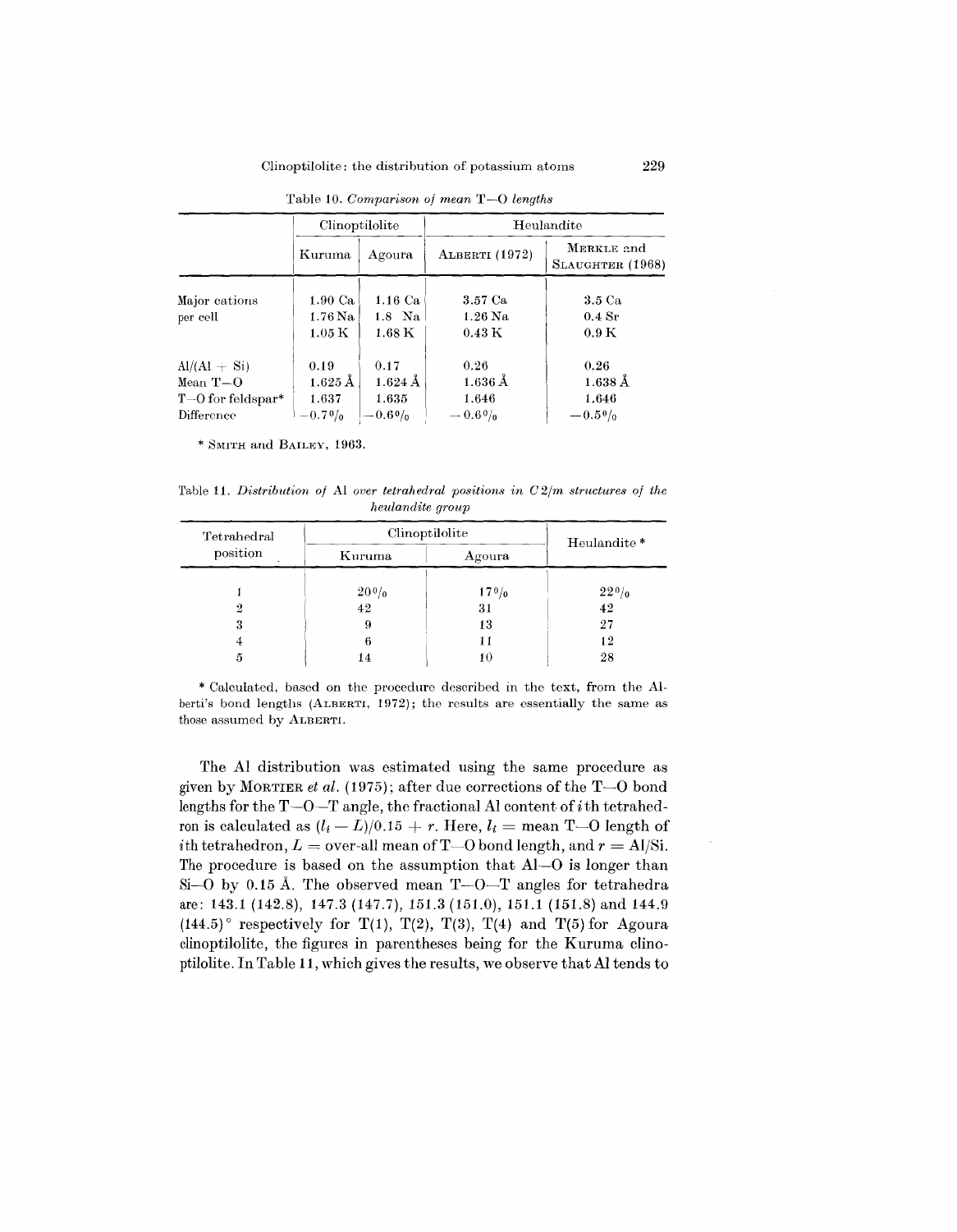Table 10. *Comparison of mean T—O lengths*

| | Clinoptilolite | | Heulandite | |
|---|---|---|---|---|
| | Kuruma | Agoura | ALBERTI (1972) | MERKLE and SLAUGHTER (1968) |
| Major cations per cell | 1.90 Ca<br>1.76 Na<br>1.05 K | 1.16 Ca<br>1.8 Na<br>1.68 K | 3.57 Ca<br>1.26 Na<br>0.43 K | 3.5 Ca<br>0.4 Sr<br>0.9 K |
| Al/(Al + Si) | 0.19 | 0.17 | 0.26 | 0.26 |
| Mean T—O | 1.625 Å | 1.624 Å | 1.636 Å | 1.638 Å |
| T—O for feldspar* | 1.637 | 1.635 | 1.646 | 1.646 |
| Difference | −0.7% | −0.6% | −0.6% | −0.5% |

\* SMITH and BAILEY, 1963.

Table 11. *Distribution of* Al *over tetrahedral positions in* $C2/m$ *structures of the heulandite group*

| Tetrahedral position | Clinoptilolite | | Heulandite * |
|---|---|---|---|
| | Kuruma | Agoura | |
| 1 | 20% | 17% | 22% |
| 2 | 42 | 31 | 42 |
| 3 | 9 | 13 | 27 |
| 4 | 6 | 11 | 12 |
| 5 | 14 | 10 | 28 |

\* Calculated, based on the procedure described in the text, from the Alberti's bond lengths (ALBERTI, 1972); the results are essentially the same as those assumed by ALBERTI.

The Al distribution was estimated using the same procedure as given by MORTIER *et al.* (1975); after due corrections of the T—O bond lengths for the T—O—T angle, the fractional Al content of $i$th tetrahedron is calculated as $(l_i - L)/0.15 + r$. Here, $l_i$ = mean T—O length of $i$th tetrahedron, $L$ = over-all mean of T—O bond length, and $r$ = Al/Si. The procedure is based on the assumption that Al—O is longer than Si—O by 0.15 Å. The observed mean T—O—T angles for tetrahedra are: 143.1 (142.8), 147.3 (147.7), 151.3 (151.0), 151.1 (151.8) and 144.9 (144.5)° respectively for T(1), T(2), T(3), T(4) and T(5) for Agoura clinoptilolite, the figures in parentheses being for the Kuruma clinoptilolite. In Table 11, which gives the results, we observe that Al tends to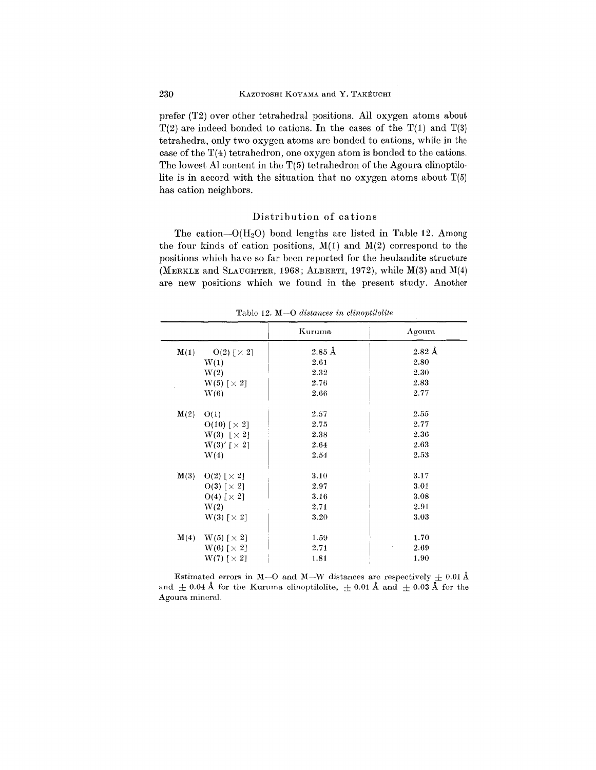prefer (T2) over other tetrahedral positions. All oxygen atoms about T(2) are indeed bonded to cations. In the cases of the T(1) and T(3) tetrahedra, only two oxygen atoms are bonded to cations, while in the case of the T(4) tetrahedron, one oxygen atom is bonded to the cations. The lowest Al content in the T(5) tetrahedron of the Agoura clinoptilolite is in accord with the situation that no oxygen atoms about T(5) has cation neighbors.

### Distribution of cations

The cation—O($H_2O$) bond lengths are listed in Table 12. Among the four kinds of cation positions, M(1) and M(2) correspond to the positions which have so far been reported for the heulandite structure (MERKLE and SLAUGHTER, 1968; ALBERTI, 1972), while M(3) and M(4) are new positions which we found in the present study. Another

Table 12. *M—O distances in clinoptilolite*

| | | Kuruma | Agoura |
|---|---|---|---|
| M(1) | O(2) [× 2] | 2.85 Å | 2.82 Å |
| | W(1) | 2.61 | 2.80 |
| | W(2) | 2.32 | 2.30 |
| | W(5) [× 2] | 2.76 | 2.83 |
| | W(6) | 2.66 | 2.77 |
| M(2) | O(1) | 2.57 | 2.55 |
| | O(10) [× 2] | 2.75 | 2.77 |
| | W(3) [× 2] | 2.38 | 2.36 |
| | W(3)′ [× 2] | 2.64 | 2.63 |
| | W(4) | 2.54 | 2.53 |
| M(3) | O(2) [× 2] | 3.10 | 3.17 |
| | O(3) [× 2] | 2.97 | 3.01 |
| | O(4) [× 2] | 3.16 | 3.08 |
| | W(2) | 2.71 | 2.91 |
| | W(3) [× 2] | 3.20 | 3.03 |
| M(4) | W(5) [× 2] | 1.59 | 1.70 |
| | W(6) [× 2] | 2.71 | 2.69 |
| | W(7) [× 2] | 1.81 | 1.90 |

Estimated errors in M—O and M—W distances are respectively ± 0.01 Å and ± 0.04 Å for the Kuruma clinoptilolite, ± 0.01 Å and ± 0.03 Å for the Agoura mineral.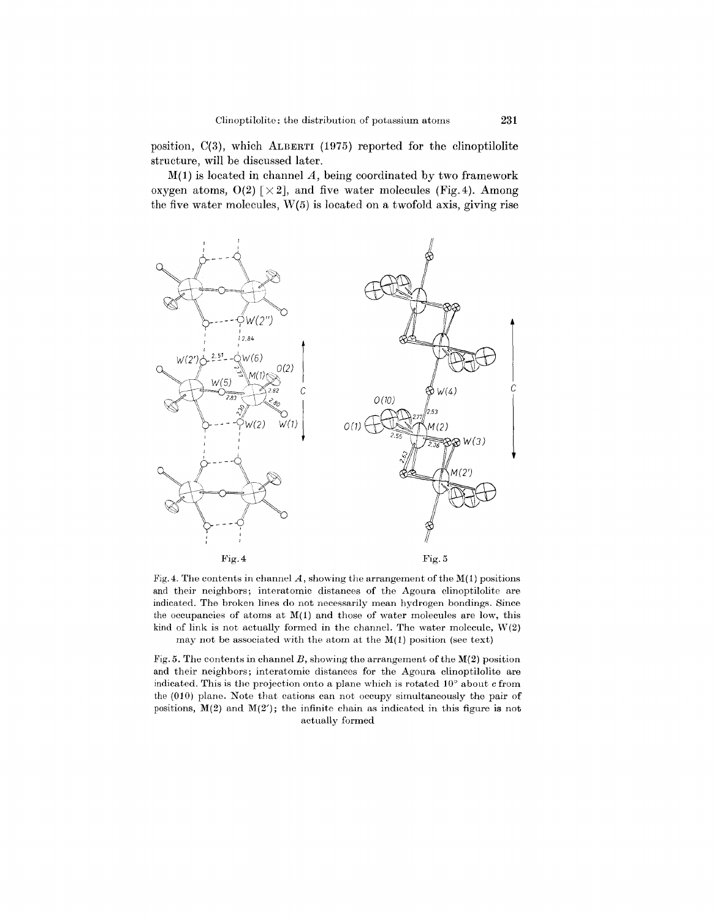position, C(3), which ALBERTI (1975) reported for the clinoptilolite structure, will be discussed later.

M(1) is located in channel *A*, being coordinated by two framework oxygen atoms, O(2) [×2], and five water molecules (Fig. 4). Among the five water molecules, W(5) is located on a twofold axis, giving rise

Fig. 4 Fig. 5

Fig. 4. The contents in channel *A*, showing the arrangement of the M(1) positions and their neighbors; interatomic distances of the Agoura clinoptilolite are indicated. The broken lines do not necessarily mean hydrogen bondings. Since the occupancies of atoms at M(1) and those of water molecules are low, this kind of link is not actually formed in the channel. The water molecule, W(2) may not be associated with the atom at the M(1) position (see text)

Fig. 5. The contents in channel *B*, showing the arrangement of the M(2) position and their neighbors; interatomic distances for the Agoura clinoptilolite are indicated. This is the projection onto a plane which is rotated 10° about *c* from the (010) plane. Note that cations can not occupy simultaneously the pair of positions, M(2) and M(2′); the infinite chain as indicated in this figure is not actually formed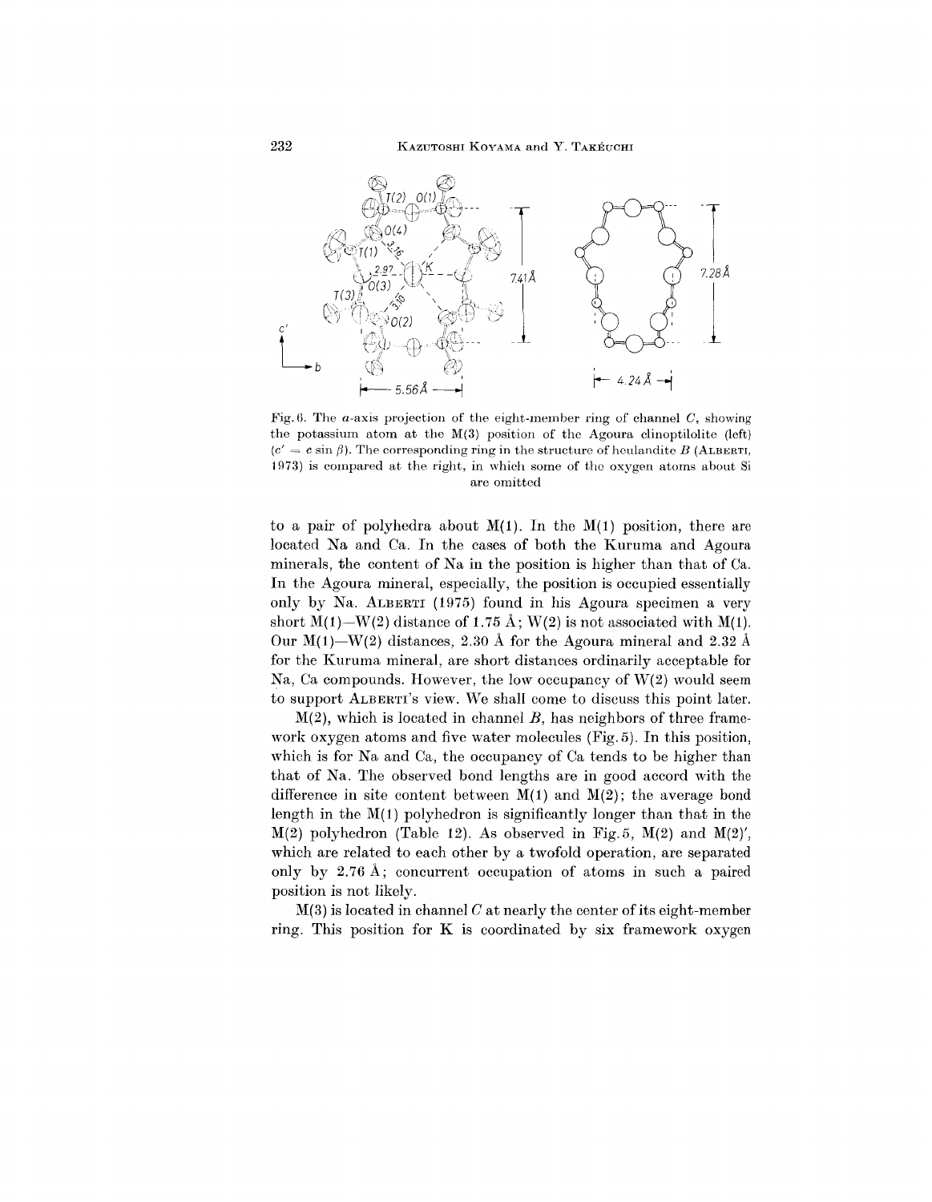Fig. 6. The $a$-axis projection of the eight-member ring of channel $C$, showing the potassium atom at the M(3) position of the Agoura clinoptilolite (left) ($c' = c \sin \beta$). The corresponding ring in the structure of heulandite $B$ (ALBERTI, 1973) is compared at the right, in which some of the oxygen atoms about Si are omitted

to a pair of polyhedra about M(1). In the M(1) position, there are located Na and Ca. In the cases of both the Kuruma and Agoura minerals, the content of Na in the position is higher than that of Ca. In the Agoura mineral, especially, the position is occupied essentially only by Na. ALBERTI (1975) found in his Agoura specimen a very short M(1)—W(2) distance of 1.75 Å; W(2) is not associated with M(1). Our M(1)—W(2) distances, 2.30 Å for the Agoura mineral and 2.32 Å for the Kuruma mineral, are short distances ordinarily acceptable for Na, Ca compounds. However, the low occupancy of W(2) would seem to support ALBERTI's view. We shall come to discuss this point later.

M(2), which is located in channel $B$, has neighbors of three framework oxygen atoms and five water molecules (Fig. 5). In this position, which is for Na and Ca, the occupancy of Ca tends to be higher than that of Na. The observed bond lengths are in good accord with the difference in site content between M(1) and M(2); the average bond length in the M(1) polyhedron is significantly longer than that in the M(2) polyhedron (Table 12). As observed in Fig. 5, M(2) and M(2)′, which are related to each other by a twofold operation, are separated only by 2.76 Å; concurrent occupation of atoms in such a paired position is not likely.

M(3) is located in channel $C$ at nearly the center of its eight-member ring. This position for K is coordinated by six framework oxygen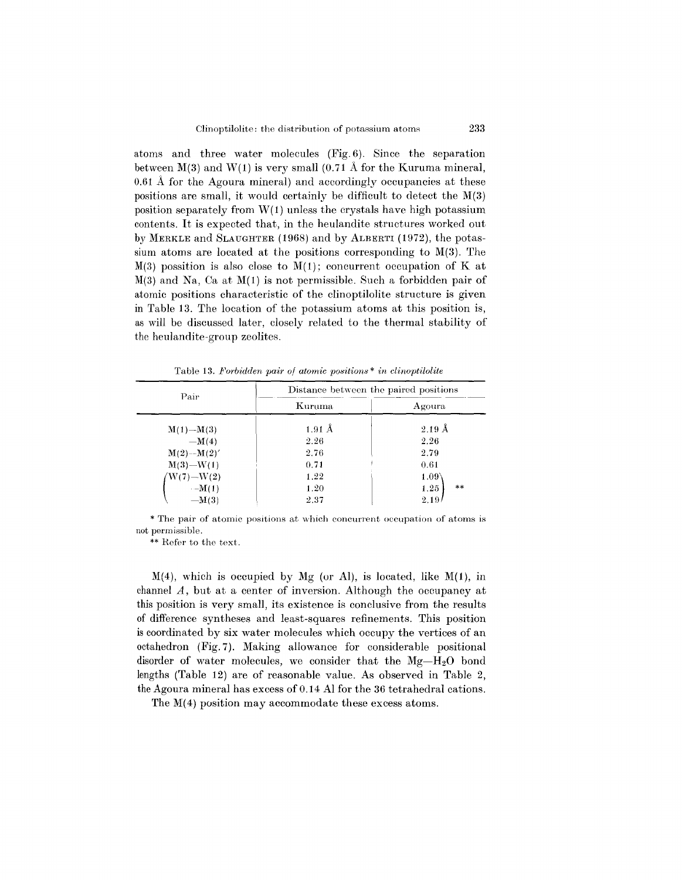atoms and three water molecules (Fig. 6). Since the separation between M(3) and W(1) is very small (0.71 Å for the Kuruma mineral, 0.61 Å for the Agoura mineral) and accordingly occupancies at these positions are small, it would certainly be difficult to detect the M(3) position separately from W(1) unless the crystals have high potassium contents. It is expected that, in the heulandite structures worked out by MERKLE and SLAUGHTER (1968) and by ALBERTI (1972), the potassium atoms are located at the positions corresponding to M(3). The M(3) possition is also close to M(1); concurrent occupation of K at M(3) and Na, Ca at M(1) is not permissible. Such a forbidden pair of atomic positions characteristic of the clinoptilolite structure is given in Table 13. The location of the potassium atoms at this position is, as will be discussed later, closely related to the thermal stability of the heulandite-group zeolites.

Table 13. *Forbidden pair of atomic positions\* in clinoptilolite*

| Pair | Distance between the paired positions | |
|---|---|---|
| | Kuruma | Agoura |
| M(1)—M(3) | 1.91 Å | 2.19 Å |
| —M(4) | 2.26 | 2.26 |
| M(2)—M(2)′ | 2.76 | 2.79 |
| M(3)—W(1) | 0.71 | 0.61 |
| W(7)—W(2) | 1.22 | 1.09 ** |
| —M(1) | 1.20 | 1.25 ** |
| —M(3) | 2.37 | 2.19 ** |

\* The pair of atomic positions at which concurrent occupation of atoms is not permissible.

\*\* Refer to the text.

M(4), which is occupied by Mg (or Al), is located, like M(1), in channel *A*, but at a center of inversion. Although the occupancy at this position is very small, its existence is conclusive from the results of difference syntheses and least-squares refinements. This position is coordinated by six water molecules which occupy the vertices of an octahedron (Fig. 7). Making allowance for considerable positional disorder of water molecules, we consider that the Mg—$H_2O$ bond lengths (Table 12) are of reasonable value. As observed in Table 2, the Agoura mineral has excess of 0.14 Al for the 36 tetrahedral cations. The M(4) position may accommodate these excess atoms.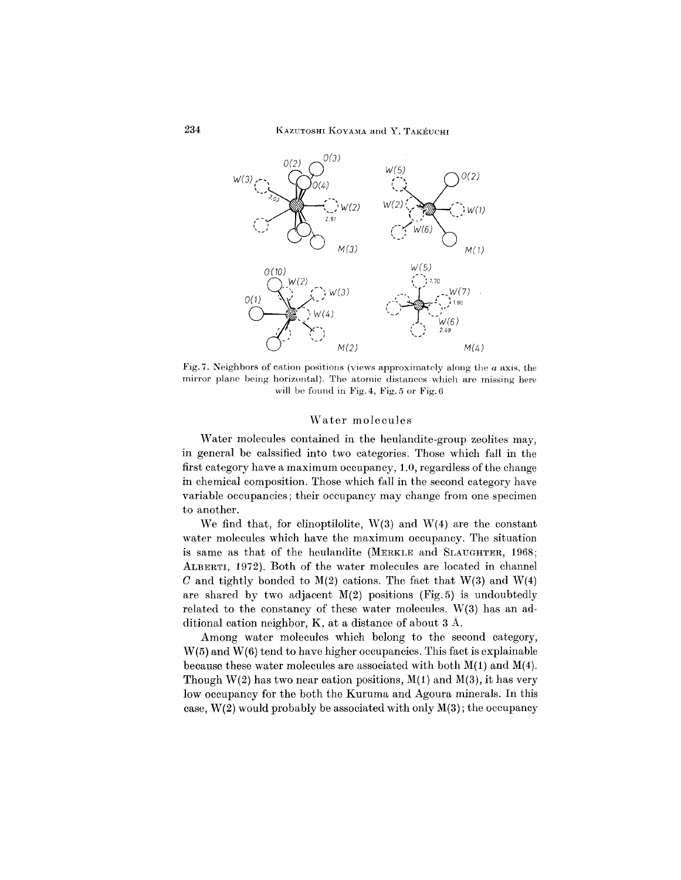Fig. 7. Neighbors of cation positions (views approximately along the $a$ axis, the mirror plane being horizontal). The atomic distances which are missing here will be found in Fig. 4, Fig. 5 or Fig. 6

## Water molecules

Water molecules contained in the heulandite-group zeolites may, in general be calssified into two categories. Those which fall in the first category have a maximum occupancy, 1.0, regardless of the change in chemical composition. Those which fall in the second category have variable occupancies; their occupancy may change from one specimen to another.

We find that, for clinoptilolite, W(3) and W(4) are the constant water molecules which have the maximum occupancy. The situation is same as that of the heulandite (MERKLE and SLAUGHTER, 1968; ALBERTI, 1972). Both of the water molecules are located in channel $C$ and tightly bonded to M(2) cations. The fact that W(3) and W(4) are shared by two adjacent M(2) positions (Fig. 5) is undoubtedly related to the constancy of these water molecules. W(3) has an additional cation neighbor, K, at a distance of about 3 Å.

Among water molecules which belong to the second category, W(5) and W(6) tend to have higher occupancies. This fact is explainable because these water molecules are associated with both M(1) and M(4). Though W(2) has two near cation positions, M(1) and M(3), it has very low occupancy for the both the Kuruma and Agoura minerals. In this case, W(2) would probably be associated with only M(3); the occupancy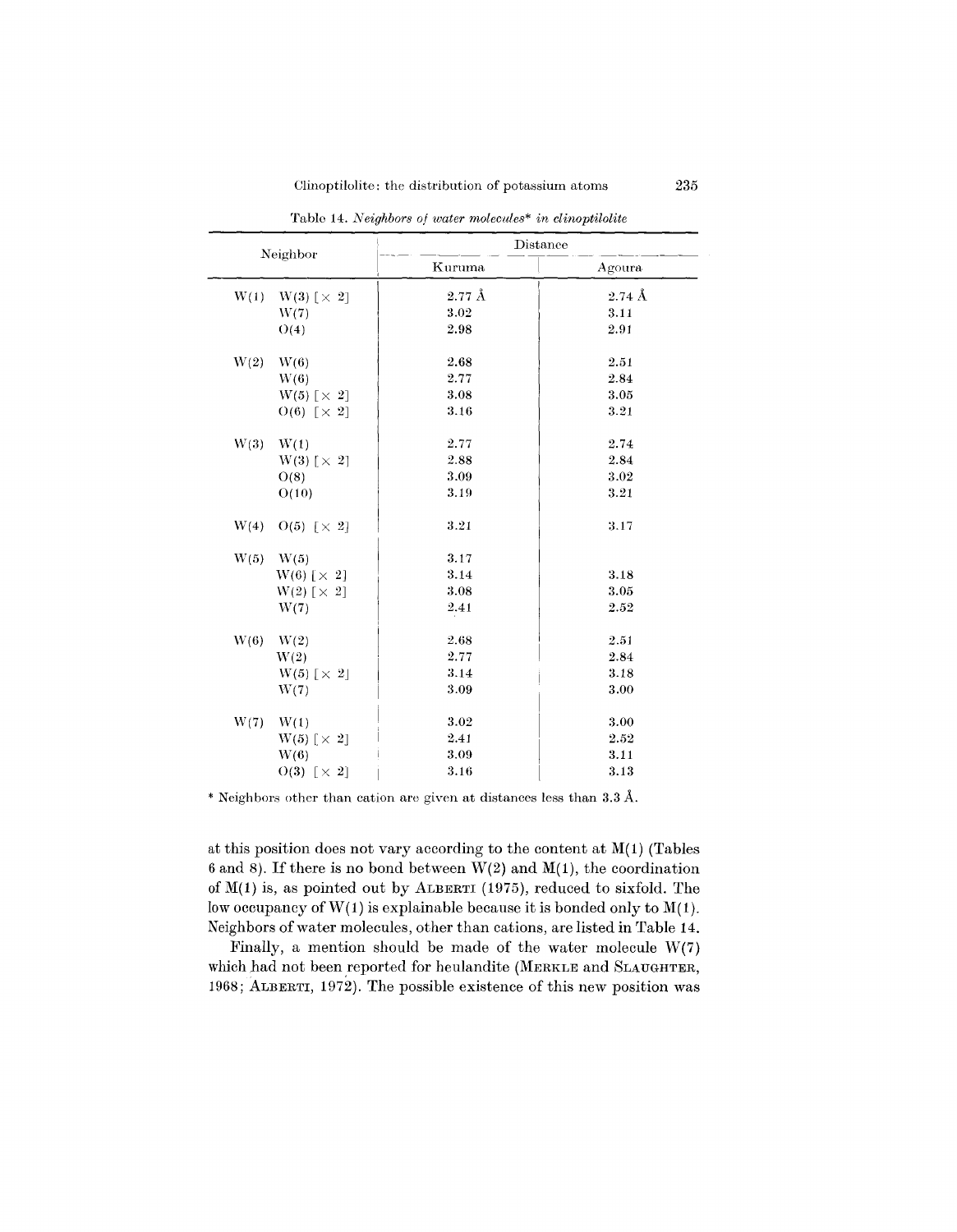Table 14. *Neighbors of water molecules\* in clinoptilolite*

| Neighbor | | Distance | |
|---|---|---|---|
| | | Kuruma | Agoura |
| W(1) | W(3) [× 2] | 2.77 Å | 2.74 Å |
| | W(7) | 3.02 | 3.11 |
| | O(4) | 2.98 | 2.91 |
| W(2) | W(6) | 2.68 | 2.51 |
| | W(6) | 2.77 | 2.84 |
| | W(5) [× 2] | 3.08 | 3.05 |
| | O(6) [× 2] | 3.16 | 3.21 |
| W(3) | W(1) | 2.77 | 2.74 |
| | W(3) [× 2] | 2.88 | 2.84 |
| | O(8) | 3.09 | 3.02 |
| | O(10) | 3.19 | 3.21 |
| W(4) | O(5) [× 2] | 3.21 | 3.17 |
| W(5) | W(5) | 3.17 | |
| | W(6) [× 2] | 3.14 | 3.18 |
| | W(2) [× 2] | 3.08 | 3.05 |
| | W(7) | 2.41 | 2.52 |
| W(6) | W(2) | 2.68 | 2.51 |
| | W(2) | 2.77 | 2.84 |
| | W(5) [× 2] | 3.14 | 3.18 |
| | W(7) | 3.09 | 3.00 |
| W(7) | W(1) | 3.02 | 3.00 |
| | W(5) [× 2] | 2.41 | 2.52 |
| | W(6) | 3.09 | 3.11 |
| | O(3) [× 2] | 3.16 | 3.13 |

\* Neighbors other than cation are given at distances less than 3.3 Å.

at this position does not vary according to the content at M(1) (Tables 6 and 8). If there is no bond between W(2) and M(1), the coordination of M(1) is, as pointed out by ALBERTI (1975), reduced to sixfold. The low occupancy of W(1) is explainable because it is bonded only to M(1). Neighbors of water molecules, other than cations, are listed in Table 14.

Finally, a mention should be made of the water molecule W(7) which had not been reported for heulandite (MERKLE and SLAUGHTER, 1968; ALBERTI, 1972). The possible existence of this new position was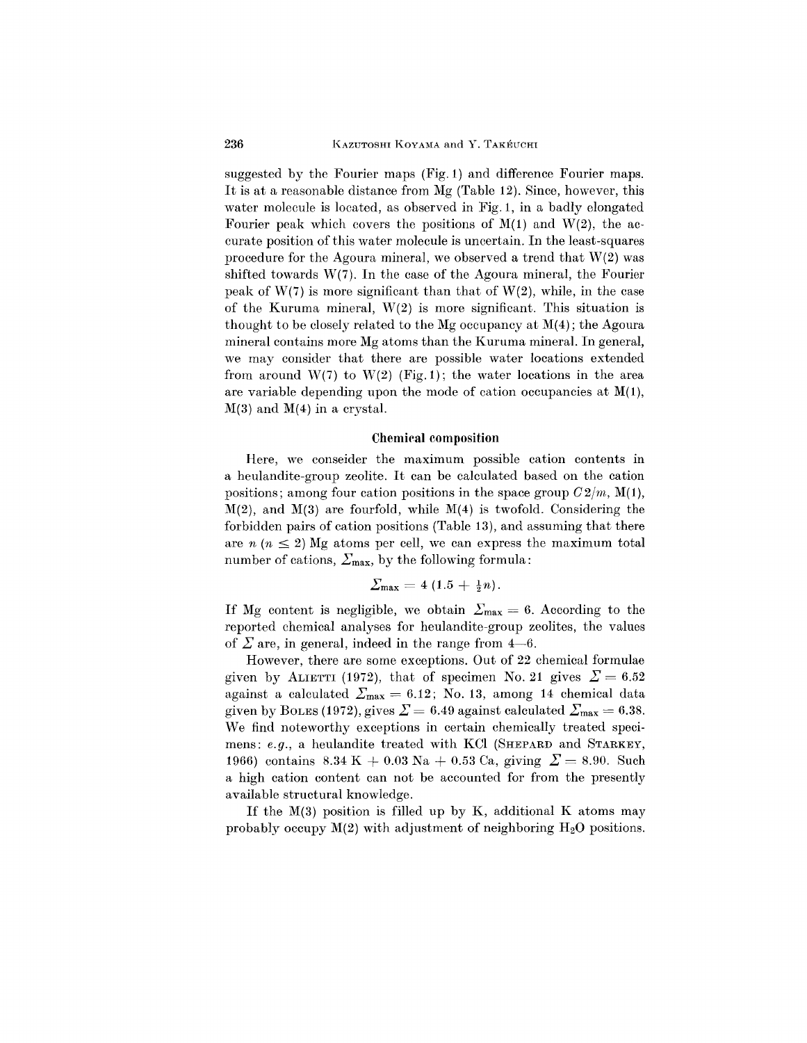suggested by the Fourier maps (Fig. 1) and difference Fourier maps. It is at a reasonable distance from Mg (Table 12). Since, however, this water molecule is located, as observed in Fig. 1, in a badly elongated Fourier peak which covers the positions of M(1) and W(2), the accurate position of this water molecule is uncertain. In the least-squares procedure for the Agoura mineral, we observed a trend that W(2) was shifted towards W(7). In the case of the Agoura mineral, the Fourier peak of W(7) is more significant than that of W(2), while, in the case of the Kuruma mineral, W(2) is more significant. This situation is thought to be closely related to the Mg occupancy at M(4); the Agoura mineral contains more Mg atoms than the Kuruma mineral. In general, we may consider that there are possible water locations extended from around W(7) to W(2) (Fig. 1); the water locations in the area are variable depending upon the mode of cation occupancies at M(1), M(3) and M(4) in a crystal.

## Chemical composition

Here, we conseider the maximum possible cation contents in a heulandite-group zeolite. It can be calculated based on the cation positions; among four cation positions in the space group $C2/m$, M(1), M(2), and M(3) are fourfold, while M(4) is twofold. Considering the forbidden pairs of cation positions (Table 13), and assuming that there are $n$ ($n \leq 2$) Mg atoms per cell, we can express the maximum total number of cations, $\Sigma_{\max}$, by the following formula:

$$\Sigma_{\max} = 4\,(1.5 + \tfrac{1}{2}n).$$

If Mg content is negligible, we obtain $\Sigma_{\max} = 6$. According to the reported chemical analyses for heulandite-group zeolites, the values of $\Sigma$ are, in general, indeed in the range from 4—6.

However, there are some exceptions. Out of 22 chemical formulae given by ALIETTI (1972), that of specimen No. 21 gives $\Sigma = 6.52$ against a calculated $\Sigma_{\max} = 6.12$; No. 13, among 14 chemical data given by BOLES (1972), gives $\Sigma = 6.49$ against calculated $\Sigma_{\max} = 6.38$. We find noteworthy exceptions in certain chemically treated specimens: *e.g.*, a heulandite treated with KCl (SHEPARD and STARKEY, 1966) contains 8.34 K + 0.03 Na + 0.53 Ca, giving $\Sigma = 8.90$. Such a high cation content can not be accounted for from the presently available structural knowledge.

If the M(3) position is filled up by K, additional K atoms may probably occupy M(2) with adjustment of neighboring $H_2O$ positions.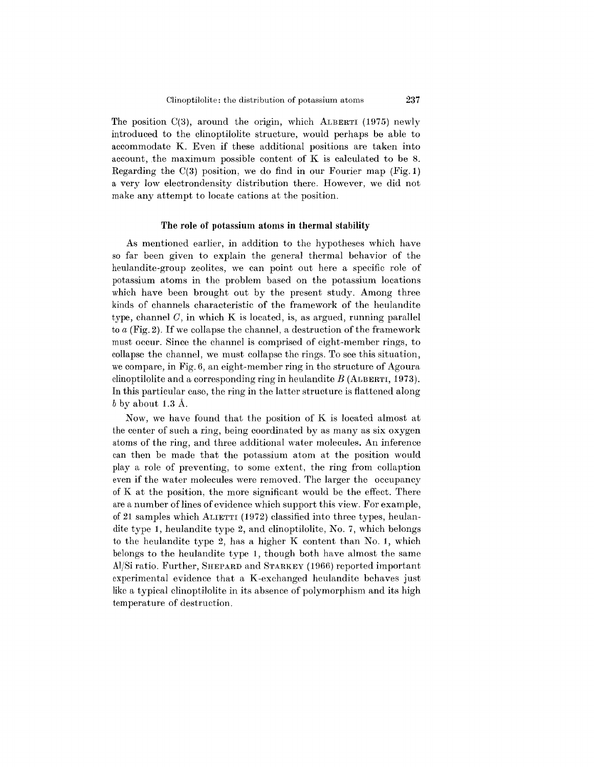The position C(3), around the origin, which ALBERTI (1975) newly introduced to the clinoptilolite structure, would perhaps be able to accommodate K. Even if these additional positions are taken into account, the maximum possible content of K is calculated to be 8. Regarding the C(3) position, we do find in our Fourier map (Fig. 1) a very low electrondensity distribution there. However, we did not make any attempt to locate cations at the position.

### The role of potassium atoms in thermal stability

As mentioned earlier, in addition to the hypotheses which have so far been given to explain the general thermal behavior of the heulandite-group zeolites, we can point out here a specific role of potassium atoms in the problem based on the potassium locations which have been brought out by the present study. Among three kinds of channels characteristic of the framework of the heulandite type, channel *C*, in which K is located, is, as argued, running parallel to *a* (Fig. 2). If we collapse the channel, a destruction of the framework must occur. Since the channel is comprised of eight-member rings, to collapse the channel, we must collapse the rings. To see this situation, we compare, in Fig. 6, an eight-member ring in the structure of Agoura clinoptilolite and a corresponding ring in heulandite *B* (ALBERTI, 1973). In this particular case, the ring in the latter structure is flattened along *b* by about 1.3 Å.

Now, we have found that the position of K is located almost at the center of such a ring, being coordinated by as many as six oxygen atoms of the ring, and three additional water molecules. An inference can then be made that the potassium atom at the position would play a role of preventing, to some extent, the ring from collaption even if the water molecules were removed. The larger the occupancy of K at the position, the more significant would be the effect. There are a number of lines of evidence which support this view. For example, of 21 samples which ALIETTI (1972) classified into three types, heulandite type 1, heulandite type 2, and clinoptilolite, No. 7, which belongs to the heulandite type 2, has a higher K content than No. 1, which belongs to the heulandite type 1, though both have almost the same Al/Si ratio. Further, SHEPARD and STARKEY (1966) reported important experimental evidence that a K-exchanged heulandite behaves just like a typical clinoptilolite in its absence of polymorphism and its high temperature of destruction.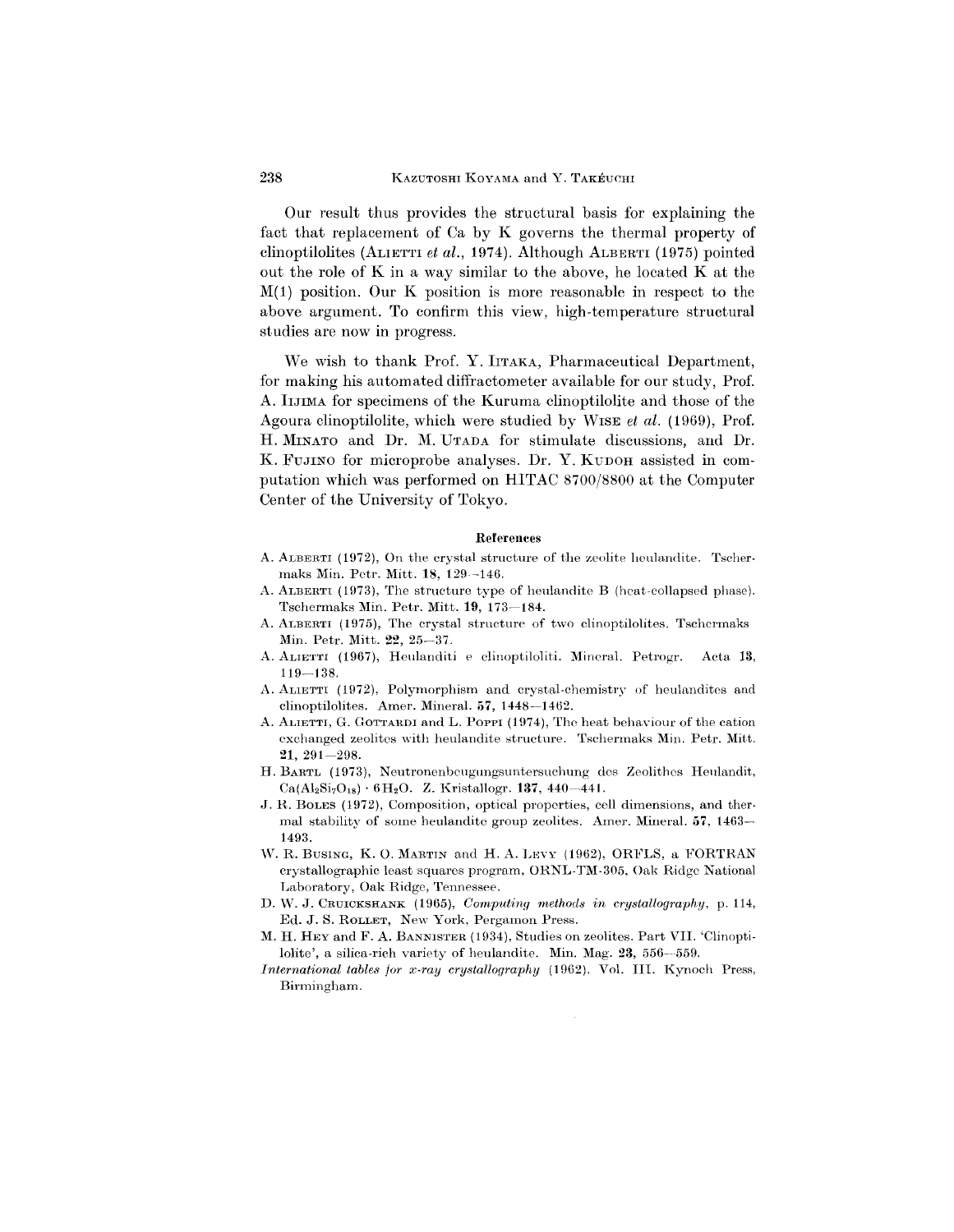Our result thus provides the structural basis for explaining the fact that replacement of Ca by K governs the thermal property of clinoptilolites (ALIETTI *et al.*, 1974). Although ALBERTI (1975) pointed out the role of K in a way similar to the above, he located K at the M(1) position. Our K position is more reasonable in respect to the above argument. To confirm this view, high-temperature structural studies are now in progress.

We wish to thank Prof. Y. IITAKA, Pharmaceutical Department, for making his automated diffractometer available for our study, Prof. A. IIJIMA for specimens of the Kuruma clinoptilolite and those of the Agoura clinoptilolite, which were studied by WISE *et al.* (1969), Prof. H. MINATO and Dr. M. UTADA for stimulate discussions, and Dr. K. FUJINO for microprobe analyses. Dr. Y. KUDOH assisted in computation which was performed on HITAC 8700/8800 at the Computer Center of the University of Tokyo.

## References

A. ALBERTI (1972), On the crystal structure of the zeolite heulandite. Tschermaks Min. Petr. Mitt. **18**, 129—146.

A. ALBERTI (1973), The structure type of heulandite B (heat-collapsed phase). Tschermaks Min. Petr. Mitt. **19**, 173—184.

A. ALBERTI (1975), The crystal structure of two clinoptilolites. Tschermaks Min. Petr. Mitt. **22**, 25—37.

A. ALIETTI (1967), Heulanditi e clinoptiloliti. Mineral. Petrogr. Acta **13**, 119—138.

A. ALIETTI (1972), Polymorphism and crystal-chemistry of heulandites and clinoptilolites. Amer. Mineral. **57**, 1448—1462.

A. ALIETTI, G. GOTTARDI and L. POPPI (1974), The heat behaviour of the cation exchanged zeolites with heulandite structure. Tschermaks Min. Petr. Mitt. **21**, 291—298.

H. BARTL (1973), Neutronenbeugungsuntersuchung des Zeolithes Heulandit, $Ca(Al_2Si_7O_{18}) \cdot 6H_2O$. Z. Kristallogr. **137**, 440—441.

J. R. BOLES (1972), Composition, optical properties, cell dimensions, and thermal stability of some heulandite group zeolites. Amer. Mineral. **57**, 1463—1493.

W. R. BUSING, K. O. MARTIN and H. A. LEVY (1962), ORFLS, a FORTRAN crystallographic least squares program, ORNL-TM-305, Oak Ridge National Laboratory, Oak Ridge, Tennessee.

D. W. J. CRUICKSHANK (1965), *Computing methods in crystallography*, p. 114, Ed. J. S. ROLLET, New York, Pergamon Press.

M. H. HEY and F. A. BANNISTER (1934), Studies on zeolites. Part VII. 'Clinoptilolite', a silica-rich variety of heulandite. Min. Mag. **23**, 556—559.

*International tables for x-ray crystallography* (1962). Vol. III. Kynoch Press, Birmingham.